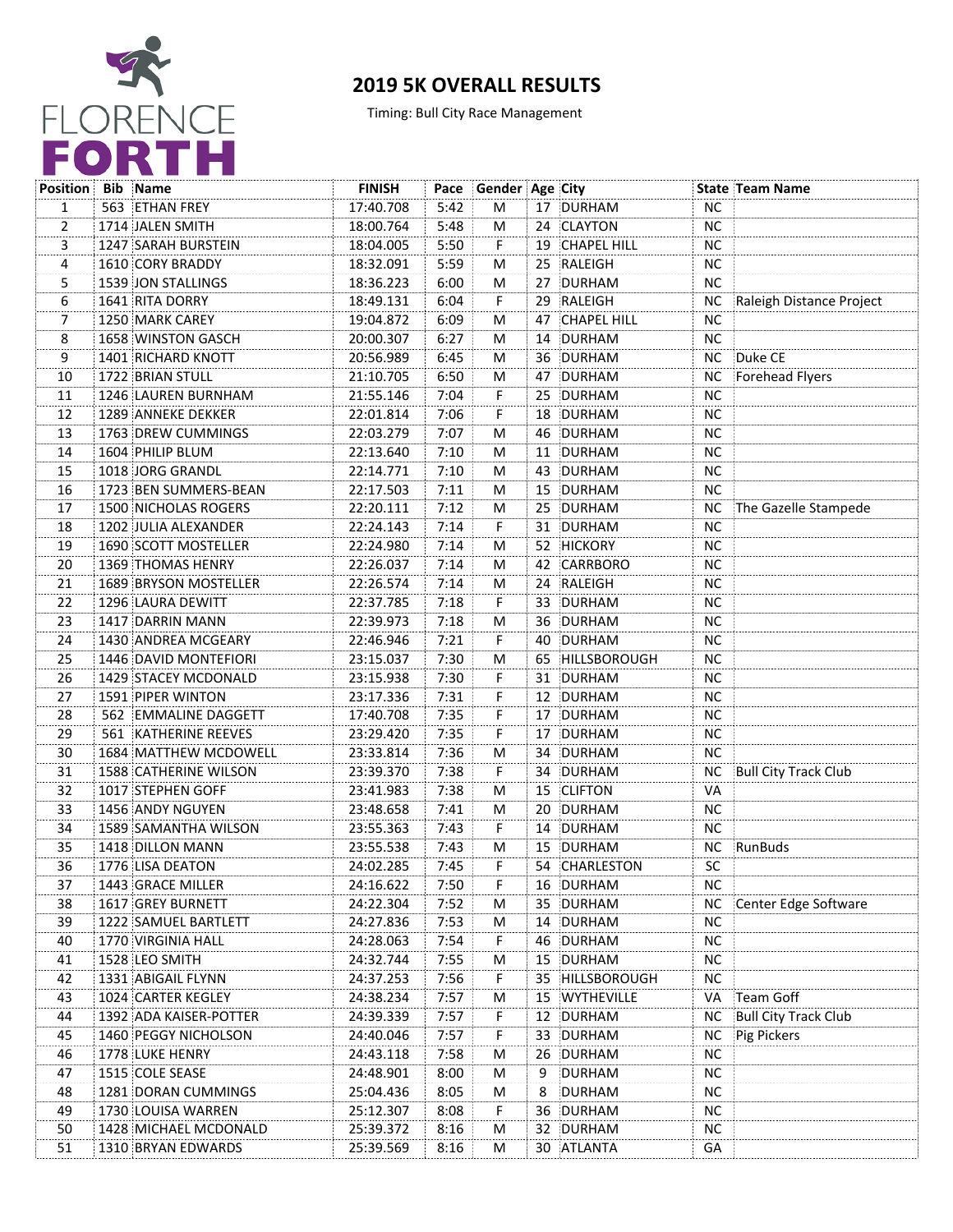FLORENCE FORTH

# 2019 5K OVERALL RESULTS

Timing: Bull City Race Management

| Position | Bib | Name | FINISH | Pace | Gender | Age | City | State | Team Name |
|---|---|---|---|---|---|---|---|---|---|
| 1 | 563 | ETHAN FREY | 17:40.708 | 5:42 | M | 17 | DURHAM | NC | |
| 2 | 1714 | JALEN SMITH | 18:00.764 | 5:48 | M | 24 | CLAYTON | NC | |
| 3 | 1247 | SARAH BURSTEIN | 18:04.005 | 5:50 | F | 19 | CHAPEL HILL | NC | |
| 4 | 1610 | CORY BRADDY | 18:32.091 | 5:59 | M | 25 | RALEIGH | NC | |
| 5 | 1539 | JON STALLINGS | 18:36.223 | 6:00 | M | 27 | DURHAM | NC | |
| 6 | 1641 | RITA DORRY | 18:49.131 | 6:04 | F | 29 | RALEIGH | NC | Raleigh Distance Project |
| 7 | 1250 | MARK CAREY | 19:04.872 | 6:09 | M | 47 | CHAPEL HILL | NC | |
| 8 | 1658 | WINSTON GASCH | 20:00.307 | 6:27 | M | 14 | DURHAM | NC | |
| 9 | 1401 | RICHARD KNOTT | 20:56.989 | 6:45 | M | 36 | DURHAM | NC | Duke CE |
| 10 | 1722 | BRIAN STULL | 21:10.705 | 6:50 | M | 47 | DURHAM | NC | Forehead Flyers |
| 11 | 1246 | LAUREN BURNHAM | 21:55.146 | 7:04 | F | 25 | DURHAM | NC | |
| 12 | 1289 | ANNEKE DEKKER | 22:01.814 | 7:06 | F | 18 | DURHAM | NC | |
| 13 | 1763 | DREW CUMMINGS | 22:03.279 | 7:07 | M | 46 | DURHAM | NC | |
| 14 | 1604 | PHILIP BLUM | 22:13.640 | 7:10 | M | 11 | DURHAM | NC | |
| 15 | 1018 | JORG GRANDL | 22:14.771 | 7:10 | M | 43 | DURHAM | NC | |
| 16 | 1723 | BEN SUMMERS-BEAN | 22:17.503 | 7:11 | M | 15 | DURHAM | NC | |
| 17 | 1500 | NICHOLAS ROGERS | 22:20.111 | 7:12 | M | 25 | DURHAM | NC | The Gazelle Stampede |
| 18 | 1202 | JULIA ALEXANDER | 22:24.143 | 7:14 | F | 31 | DURHAM | NC | |
| 19 | 1690 | SCOTT MOSTELLER | 22:24.980 | 7:14 | M | 52 | HICKORY | NC | |
| 20 | 1369 | THOMAS HENRY | 22:26.037 | 7:14 | M | 42 | CARRBORO | NC | |
| 21 | 1689 | BRYSON MOSTELLER | 22:26.574 | 7:14 | M | 24 | RALEIGH | NC | |
| 22 | 1296 | LAURA DEWITT | 22:37.785 | 7:18 | F | 33 | DURHAM | NC | |
| 23 | 1417 | DARRIN MANN | 22:39.973 | 7:18 | M | 36 | DURHAM | NC | |
| 24 | 1430 | ANDREA MCGEARY | 22:46.946 | 7:21 | F | 40 | DURHAM | NC | |
| 25 | 1446 | DAVID MONTEFIORI | 23:15.037 | 7:30 | M | 65 | HILLSBOROUGH | NC | |
| 26 | 1429 | STACEY MCDONALD | 23:15.938 | 7:30 | F | 31 | DURHAM | NC | |
| 27 | 1591 | PIPER WINTON | 23:17.336 | 7:31 | F | 12 | DURHAM | NC | |
| 28 | 562 | EMMALINE DAGGETT | 17:40.708 | 7:35 | F | 17 | DURHAM | NC | |
| 29 | 561 | KATHERINE REEVES | 23:29.420 | 7:35 | F | 17 | DURHAM | NC | |
| 30 | 1684 | MATTHEW MCDOWELL | 23:33.814 | 7:36 | M | 34 | DURHAM | NC | |
| 31 | 1588 | CATHERINE WILSON | 23:39.370 | 7:38 | F | 34 | DURHAM | NC | Bull City Track Club |
| 32 | 1017 | STEPHEN GOFF | 23:41.983 | 7:38 | M | 15 | CLIFTON | VA | |
| 33 | 1456 | ANDY NGUYEN | 23:48.658 | 7:41 | M | 20 | DURHAM | NC | |
| 34 | 1589 | SAMANTHA WILSON | 23:55.363 | 7:43 | F | 14 | DURHAM | NC | |
| 35 | 1418 | DILLON MANN | 23:55.538 | 7:43 | M | 15 | DURHAM | NC | RunBuds |
| 36 | 1776 | LISA DEATON | 24:02.285 | 7:45 | F | 54 | CHARLESTON | SC | |
| 37 | 1443 | GRACE MILLER | 24:16.622 | 7:50 | F | 16 | DURHAM | NC | |
| 38 | 1617 | GREY BURNETT | 24:22.304 | 7:52 | M | 35 | DURHAM | NC | Center Edge Software |
| 39 | 1222 | SAMUEL BARTLETT | 24:27.836 | 7:53 | M | 14 | DURHAM | NC | |
| 40 | 1770 | VIRGINIA HALL | 24:28.063 | 7:54 | F | 46 | DURHAM | NC | |
| 41 | 1528 | LEO SMITH | 24:32.744 | 7:55 | M | 15 | DURHAM | NC | |
| 42 | 1331 | ABIGAIL FLYNN | 24:37.253 | 7:56 | F | 35 | HILLSBOROUGH | NC | |
| 43 | 1024 | CARTER KEGLEY | 24:38.234 | 7:57 | M | 15 | WYTHEVILLE | VA | Team Goff |
| 44 | 1392 | ADA KAISER-POTTER | 24:39.339 | 7:57 | F | 12 | DURHAM | NC | Bull City Track Club |
| 45 | 1460 | PEGGY NICHOLSON | 24:40.046 | 7:57 | F | 33 | DURHAM | NC | Pig Pickers |
| 46 | 1778 | LUKE HENRY | 24:43.118 | 7:58 | M | 26 | DURHAM | NC | |
| 47 | 1515 | COLE SEASE | 24:48.901 | 8:00 | M | 9 | DURHAM | NC | |
| 48 | 1281 | DORAN CUMMINGS | 25:04.436 | 8:05 | M | 8 | DURHAM | NC | |
| 49 | 1730 | LOUISA WARREN | 25:12.307 | 8:08 | F | 36 | DURHAM | NC | |
| 50 | 1428 | MICHAEL MCDONALD | 25:39.372 | 8:16 | M | 32 | DURHAM | NC | |
| 51 | 1310 | BRYAN EDWARDS | 25:39.569 | 8:16 | M | 30 | ATLANTA | GA | |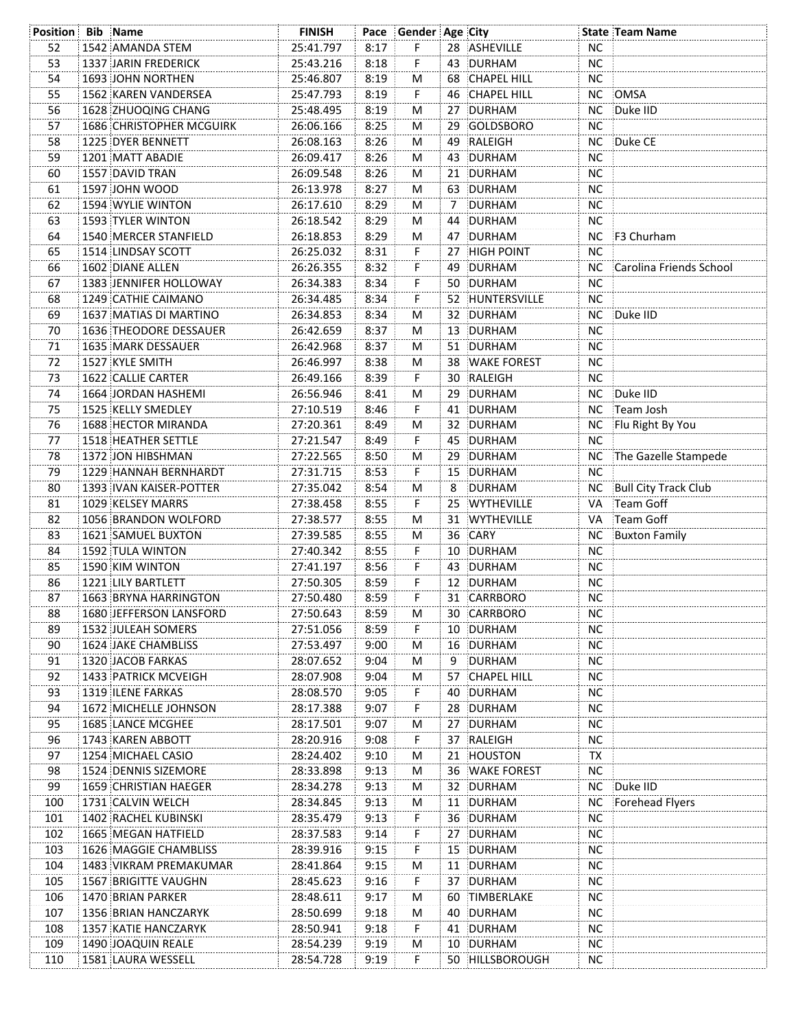| Position | Bib | Name | FINISH | Pace | Gender | Age | City | State | Team Name |
|---|---|---|---|---|---|---|---|---|---|
| 52 | 1542 | AMANDA STEM | 25:41.797 | 8:17 | F | 28 | ASHEVILLE | NC | |
| 53 | 1337 | JARIN FREDERICK | 25:43.216 | 8:18 | F | 43 | DURHAM | NC | |
| 54 | 1693 | JOHN NORTHEN | 25:46.807 | 8:19 | M | 68 | CHAPEL HILL | NC | |
| 55 | 1562 | KAREN VANDERSEA | 25:47.793 | 8:19 | F | 46 | CHAPEL HILL | NC | OMSA |
| 56 | 1628 | ZHUOQING CHANG | 25:48.495 | 8:19 | M | 27 | DURHAM | NC | Duke IID |
| 57 | 1686 | CHRISTOPHER MCGUIRK | 26:06.166 | 8:25 | M | 29 | GOLDSBORO | NC | |
| 58 | 1225 | DYER BENNETT | 26:08.163 | 8:26 | M | 49 | RALEIGH | NC | Duke CE |
| 59 | 1201 | MATT ABADIE | 26:09.417 | 8:26 | M | 43 | DURHAM | NC | |
| 60 | 1557 | DAVID TRAN | 26:09.548 | 8:26 | M | 21 | DURHAM | NC | |
| 61 | 1597 | JOHN WOOD | 26:13.978 | 8:27 | M | 63 | DURHAM | NC | |
| 62 | 1594 | WYLIE WINTON | 26:17.610 | 8:29 | M | 7 | DURHAM | NC | |
| 63 | 1593 | TYLER WINTON | 26:18.542 | 8:29 | M | 44 | DURHAM | NC | |
| 64 | 1540 | MERCER STANFIELD | 26:18.853 | 8:29 | M | 47 | DURHAM | NC | F3 Churham |
| 65 | 1514 | LINDSAY SCOTT | 26:25.032 | 8:31 | F | 27 | HIGH POINT | NC | |
| 66 | 1602 | DIANE ALLEN | 26:26.355 | 8:32 | F | 49 | DURHAM | NC | Carolina Friends School |
| 67 | 1383 | JENNIFER HOLLOWAY | 26:34.383 | 8:34 | F | 50 | DURHAM | NC | |
| 68 | 1249 | CATHIE CAIMANO | 26:34.485 | 8:34 | F | 52 | HUNTERSVILLE | NC | |
| 69 | 1637 | MATIAS DI MARTINO | 26:34.853 | 8:34 | M | 32 | DURHAM | NC | Duke IID |
| 70 | 1636 | THEODORE DESSAUER | 26:42.659 | 8:37 | M | 13 | DURHAM | NC | |
| 71 | 1635 | MARK DESSAUER | 26:42.968 | 8:37 | M | 51 | DURHAM | NC | |
| 72 | 1527 | KYLE SMITH | 26:46.997 | 8:38 | M | 38 | WAKE FOREST | NC | |
| 73 | 1622 | CALLIE CARTER | 26:49.166 | 8:39 | F | 30 | RALEIGH | NC | |
| 74 | 1664 | JORDAN HASHEMI | 26:56.946 | 8:41 | M | 29 | DURHAM | NC | Duke IID |
| 75 | 1525 | KELLY SMEDLEY | 27:10.519 | 8:46 | F | 41 | DURHAM | NC | Team Josh |
| 76 | 1688 | HECTOR MIRANDA | 27:20.361 | 8:49 | M | 32 | DURHAM | NC | Flu Right By You |
| 77 | 1518 | HEATHER SETTLE | 27:21.547 | 8:49 | F | 45 | DURHAM | NC | |
| 78 | 1372 | JON HIBSHMAN | 27:22.565 | 8:50 | M | 29 | DURHAM | NC | The Gazelle Stampede |
| 79 | 1229 | HANNAH BERNHARDT | 27:31.715 | 8:53 | F | 15 | DURHAM | NC | |
| 80 | 1393 | IVAN KAISER-POTTER | 27:35.042 | 8:54 | M | 8 | DURHAM | NC | Bull City Track Club |
| 81 | 1029 | KELSEY MARRS | 27:38.458 | 8:55 | F | 25 | WYTHEVILLE | VA | Team Goff |
| 82 | 1056 | BRANDON WOLFORD | 27:38.577 | 8:55 | M | 31 | WYTHEVILLE | VA | Team Goff |
| 83 | 1621 | SAMUEL BUXTON | 27:39.585 | 8:55 | M | 36 | CARY | NC | Buxton Family |
| 84 | 1592 | TULA WINTON | 27:40.342 | 8:55 | F | 10 | DURHAM | NC | |
| 85 | 1590 | KIM WINTON | 27:41.197 | 8:56 | F | 43 | DURHAM | NC | |
| 86 | 1221 | LILY BARTLETT | 27:50.305 | 8:59 | F | 12 | DURHAM | NC | |
| 87 | 1663 | BRYNA HARRINGTON | 27:50.480 | 8:59 | F | 31 | CARRBORO | NC | |
| 88 | 1680 | JEFFERSON LANSFORD | 27:50.643 | 8:59 | M | 30 | CARRBORO | NC | |
| 89 | 1532 | JULEAH SOMERS | 27:51.056 | 8:59 | F | 10 | DURHAM | NC | |
| 90 | 1624 | JAKE CHAMBLISS | 27:53.497 | 9:00 | M | 16 | DURHAM | NC | |
| 91 | 1320 | JACOB FARKAS | 28:07.652 | 9:04 | M | 9 | DURHAM | NC | |
| 92 | 1433 | PATRICK MCVEIGH | 28:07.908 | 9:04 | M | 57 | CHAPEL HILL | NC | |
| 93 | 1319 | ILENE FARKAS | 28:08.570 | 9:05 | F | 40 | DURHAM | NC | |
| 94 | 1672 | MICHELLE JOHNSON | 28:17.388 | 9:07 | F | 28 | DURHAM | NC | |
| 95 | 1685 | LANCE MCGHEE | 28:17.501 | 9:07 | M | 27 | DURHAM | NC | |
| 96 | 1743 | KAREN ABBOTT | 28:20.916 | 9:08 | F | 37 | RALEIGH | NC | |
| 97 | 1254 | MICHAEL CASIO | 28:24.402 | 9:10 | M | 21 | HOUSTON | TX | |
| 98 | 1524 | DENNIS SIZEMORE | 28:33.898 | 9:13 | M | 36 | WAKE FOREST | NC | |
| 99 | 1659 | CHRISTIAN HAEGER | 28:34.278 | 9:13 | M | 32 | DURHAM | NC | Duke IID |
| 100 | 1731 | CALVIN WELCH | 28:34.845 | 9:13 | M | 11 | DURHAM | NC | Forehead Flyers |
| 101 | 1402 | RACHEL KUBINSKI | 28:35.479 | 9:13 | F | 36 | DURHAM | NC | |
| 102 | 1665 | MEGAN HATFIELD | 28:37.583 | 9:14 | F | 27 | DURHAM | NC | |
| 103 | 1626 | MAGGIE CHAMBLISS | 28:39.916 | 9:15 | F | 15 | DURHAM | NC | |
| 104 | 1483 | VIKRAM PREMAKUMAR | 28:41.864 | 9:15 | M | 11 | DURHAM | NC | |
| 105 | 1567 | BRIGITTE VAUGHN | 28:45.623 | 9:16 | F | 37 | DURHAM | NC | |
| 106 | 1470 | BRIAN PARKER | 28:48.611 | 9:17 | M | 60 | TIMBERLAKE | NC | |
| 107 | 1356 | BRIAN HANCZARYK | 28:50.699 | 9:18 | M | 40 | DURHAM | NC | |
| 108 | 1357 | KATIE HANCZARYK | 28:50.941 | 9:18 | F | 41 | DURHAM | NC | |
| 109 | 1490 | JOAQUIN REALE | 28:54.239 | 9:19 | M | 10 | DURHAM | NC | |
| 110 | 1581 | LAURA WESSELL | 28:54.728 | 9:19 | F | 50 | HILLSBOROUGH | NC | |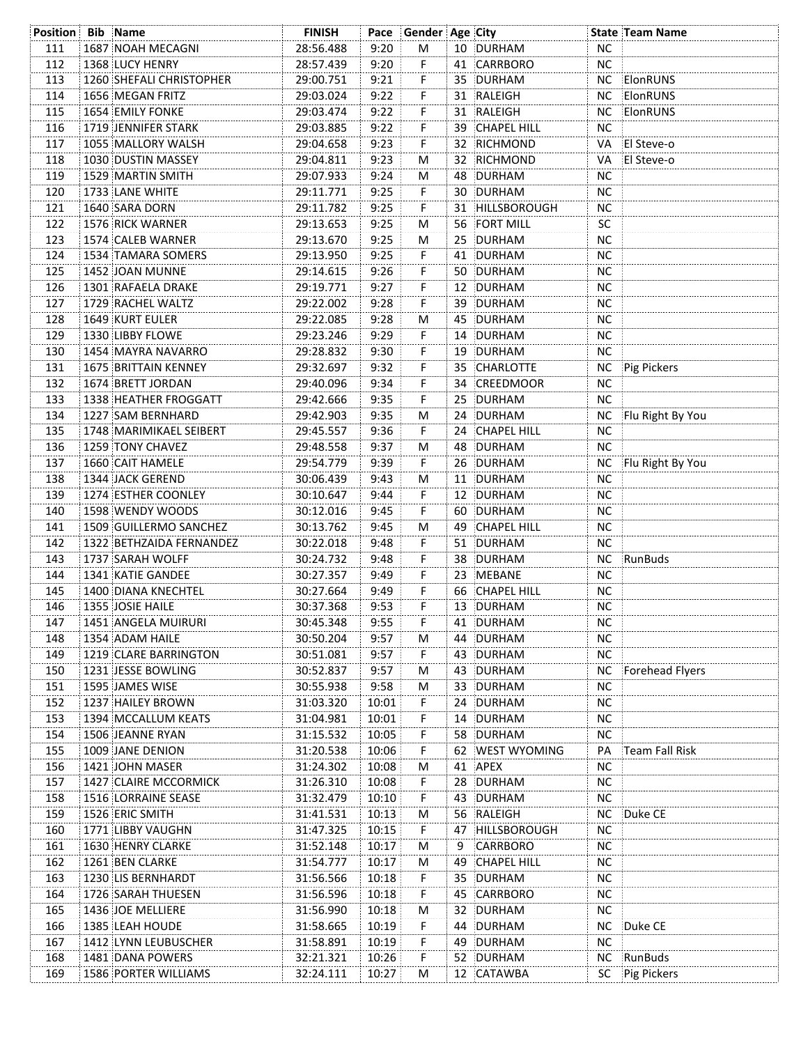| Position | Bib | Name | FINISH | Pace | Gender | Age | City | State | Team Name |
|---|---|---|---|---|---|---|---|---|---|
| 111 | 1687 | NOAH MECAGNI | 28:56.488 | 9:20 | M | 10 | DURHAM | NC | |
| 112 | 1368 | LUCY HENRY | 28:57.439 | 9:20 | F | 41 | CARRBORO | NC | |
| 113 | 1260 | SHEFALI CHRISTOPHER | 29:00.751 | 9:21 | F | 35 | DURHAM | NC | ElonRUNS |
| 114 | 1656 | MEGAN FRITZ | 29:03.024 | 9:22 | F | 31 | RALEIGH | NC | ElonRUNS |
| 115 | 1654 | EMILY FONKE | 29:03.474 | 9:22 | F | 31 | RALEIGH | NC | ElonRUNS |
| 116 | 1719 | JENNIFER STARK | 29:03.885 | 9:22 | F | 39 | CHAPEL HILL | NC | |
| 117 | 1055 | MALLORY WALSH | 29:04.658 | 9:23 | F | 32 | RICHMOND | VA | El Steve-o |
| 118 | 1030 | DUSTIN MASSEY | 29:04.811 | 9:23 | M | 32 | RICHMOND | VA | El Steve-o |
| 119 | 1529 | MARTIN SMITH | 29:07.933 | 9:24 | M | 48 | DURHAM | NC | |
| 120 | 1733 | LANE WHITE | 29:11.771 | 9:25 | F | 30 | DURHAM | NC | |
| 121 | 1640 | SARA DORN | 29:11.782 | 9:25 | F | 31 | HILLSBOROUGH | NC | |
| 122 | 1576 | RICK WARNER | 29:13.653 | 9:25 | M | 56 | FORT MILL | SC | |
| 123 | 1574 | CALEB WARNER | 29:13.670 | 9:25 | M | 25 | DURHAM | NC | |
| 124 | 1534 | TAMARA SOMERS | 29:13.950 | 9:25 | F | 41 | DURHAM | NC | |
| 125 | 1452 | JOAN MUNNE | 29:14.615 | 9:26 | F | 50 | DURHAM | NC | |
| 126 | 1301 | RAFAELA DRAKE | 29:19.771 | 9:27 | F | 12 | DURHAM | NC | |
| 127 | 1729 | RACHEL WALTZ | 29:22.002 | 9:28 | F | 39 | DURHAM | NC | |
| 128 | 1649 | KURT EULER | 29:22.085 | 9:28 | M | 45 | DURHAM | NC | |
| 129 | 1330 | LIBBY FLOWE | 29:23.246 | 9:29 | F | 14 | DURHAM | NC | |
| 130 | 1454 | MAYRA NAVARRO | 29:28.832 | 9:30 | F | 19 | DURHAM | NC | |
| 131 | 1675 | BRITTAIN KENNEY | 29:32.697 | 9:32 | F | 35 | CHARLOTTE | NC | Pig Pickers |
| 132 | 1674 | BRETT JORDAN | 29:40.096 | 9:34 | F | 34 | CREEDMOOR | NC | |
| 133 | 1338 | HEATHER FROGGATT | 29:42.666 | 9:35 | F | 25 | DURHAM | NC | |
| 134 | 1227 | SAM BERNHARD | 29:42.903 | 9:35 | M | 24 | DURHAM | NC | Flu Right By You |
| 135 | 1748 | MARIMIKAEL SEIBERT | 29:45.557 | 9:36 | F | 24 | CHAPEL HILL | NC | |
| 136 | 1259 | TONY CHAVEZ | 29:48.558 | 9:37 | M | 48 | DURHAM | NC | |
| 137 | 1660 | CAIT HAMELE | 29:54.779 | 9:39 | F | 26 | DURHAM | NC | Flu Right By You |
| 138 | 1344 | JACK GEREND | 30:06.439 | 9:43 | M | 11 | DURHAM | NC | |
| 139 | 1274 | ESTHER COONLEY | 30:10.647 | 9:44 | F | 12 | DURHAM | NC | |
| 140 | 1598 | WENDY WOODS | 30:12.016 | 9:45 | F | 60 | DURHAM | NC | |
| 141 | 1509 | GUILLERMO SANCHEZ | 30:13.762 | 9:45 | M | 49 | CHAPEL HILL | NC | |
| 142 | 1322 | BETHZAIDA FERNANDEZ | 30:22.018 | 9:48 | F | 51 | DURHAM | NC | |
| 143 | 1737 | SARAH WOLFF | 30:24.732 | 9:48 | F | 38 | DURHAM | NC | RunBuds |
| 144 | 1341 | KATIE GANDEE | 30:27.357 | 9:49 | F | 23 | MEBANE | NC | |
| 145 | 1400 | DIANA KNECHTEL | 30:27.664 | 9:49 | F | 66 | CHAPEL HILL | NC | |
| 146 | 1355 | JOSIE HAILE | 30:37.368 | 9:53 | F | 13 | DURHAM | NC | |
| 147 | 1451 | ANGELA MUIRURI | 30:45.348 | 9:55 | F | 41 | DURHAM | NC | |
| 148 | 1354 | ADAM HAILE | 30:50.204 | 9:57 | M | 44 | DURHAM | NC | |
| 149 | 1219 | CLARE BARRINGTON | 30:51.081 | 9:57 | F | 43 | DURHAM | NC | |
| 150 | 1231 | JESSE BOWLING | 30:52.837 | 9:57 | M | 43 | DURHAM | NC | Forehead Flyers |
| 151 | 1595 | JAMES WISE | 30:55.938 | 9:58 | M | 33 | DURHAM | NC | |
| 152 | 1237 | HAILEY BROWN | 31:03.320 | 10:01 | F | 24 | DURHAM | NC | |
| 153 | 1394 | MCCALLUM KEATS | 31:04.981 | 10:01 | F | 14 | DURHAM | NC | |
| 154 | 1506 | JEANNE RYAN | 31:15.532 | 10:05 | F | 58 | DURHAM | NC | |
| 155 | 1009 | JANE DENION | 31:20.538 | 10:06 | F | 62 | WEST WYOMING | PA | Team Fall Risk |
| 156 | 1421 | JOHN MASER | 31:24.302 | 10:08 | M | 41 | APEX | NC | |
| 157 | 1427 | CLAIRE MCCORMICK | 31:26.310 | 10:08 | F | 28 | DURHAM | NC | |
| 158 | 1516 | LORRAINE SEASE | 31:32.479 | 10:10 | F | 43 | DURHAM | NC | |
| 159 | 1526 | ERIC SMITH | 31:41.531 | 10:13 | M | 56 | RALEIGH | NC | Duke CE |
| 160 | 1771 | LIBBY VAUGHN | 31:47.325 | 10:15 | F | 47 | HILLSBOROUGH | NC | |
| 161 | 1630 | HENRY CLARKE | 31:52.148 | 10:17 | M | 9 | CARRBORO | NC | |
| 162 | 1261 | BEN CLARKE | 31:54.777 | 10:17 | M | 49 | CHAPEL HILL | NC | |
| 163 | 1230 | LIS BERNHARDT | 31:56.566 | 10:18 | F | 35 | DURHAM | NC | |
| 164 | 1726 | SARAH THUESEN | 31:56.596 | 10:18 | F | 45 | CARRBORO | NC | |
| 165 | 1436 | JOE MELLIERE | 31:56.990 | 10:18 | M | 32 | DURHAM | NC | |
| 166 | 1385 | LEAH HOUDE | 31:58.665 | 10:19 | F | 44 | DURHAM | NC | Duke CE |
| 167 | 1412 | LYNN LEUBUSCHER | 31:58.891 | 10:19 | F | 49 | DURHAM | NC | |
| 168 | 1481 | DANA POWERS | 32:21.321 | 10:26 | F | 52 | DURHAM | NC | RunBuds |
| 169 | 1586 | PORTER WILLIAMS | 32:24.111 | 10:27 | M | 12 | CATAWBA | SC | Pig Pickers |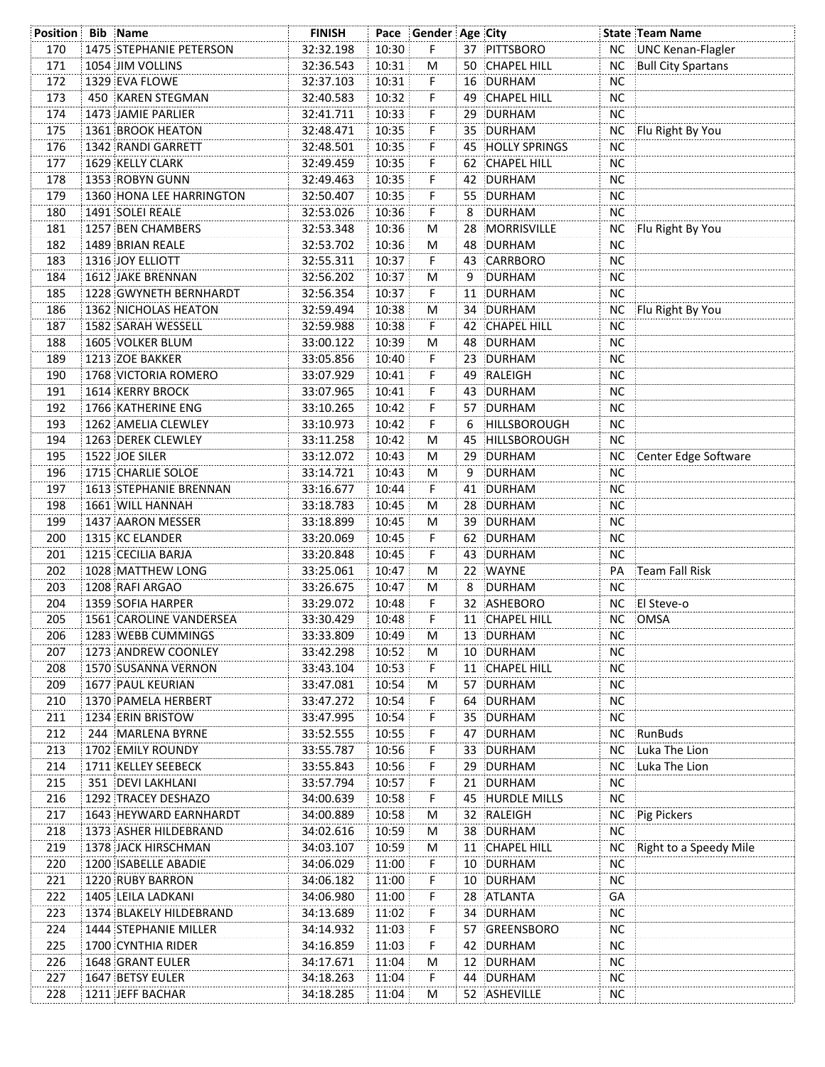| Position | Bib | Name | FINISH | Pace | Gender | Age | City | State | Team Name |
|---|---|---|---|---|---|---|---|---|---|
| 170 | 1475 | STEPHANIE PETERSON | 32:32.198 | 10:30 | F | 37 | PITTSBORO | NC | UNC Kenan-Flagler |
| 171 | 1054 | JIM VOLLINS | 32:36.543 | 10:31 | M | 50 | CHAPEL HILL | NC | Bull City Spartans |
| 172 | 1329 | EVA FLOWE | 32:37.103 | 10:31 | F | 16 | DURHAM | NC | |
| 173 | 450 | KAREN STEGMAN | 32:40.583 | 10:32 | F | 49 | CHAPEL HILL | NC | |
| 174 | 1473 | JAMIE PARLIER | 32:41.711 | 10:33 | F | 29 | DURHAM | NC | |
| 175 | 1361 | BROOK HEATON | 32:48.471 | 10:35 | F | 35 | DURHAM | NC | Flu Right By You |
| 176 | 1342 | RANDI GARRETT | 32:48.501 | 10:35 | F | 45 | HOLLY SPRINGS | NC | |
| 177 | 1629 | KELLY CLARK | 32:49.459 | 10:35 | F | 62 | CHAPEL HILL | NC | |
| 178 | 1353 | ROBYN GUNN | 32:49.463 | 10:35 | F | 42 | DURHAM | NC | |
| 179 | 1360 | HONA LEE HARRINGTON | 32:50.407 | 10:35 | F | 55 | DURHAM | NC | |
| 180 | 1491 | SOLEI REALE | 32:53.026 | 10:36 | F | 8 | DURHAM | NC | |
| 181 | 1257 | BEN CHAMBERS | 32:53.348 | 10:36 | M | 28 | MORRISVILLE | NC | Flu Right By You |
| 182 | 1489 | BRIAN REALE | 32:53.702 | 10:36 | M | 48 | DURHAM | NC | |
| 183 | 1316 | JOY ELLIOTT | 32:55.311 | 10:37 | F | 43 | CARRBORO | NC | |
| 184 | 1612 | JAKE BRENNAN | 32:56.202 | 10:37 | M | 9 | DURHAM | NC | |
| 185 | 1228 | GWYNETH BERNHARDT | 32:56.354 | 10:37 | F | 11 | DURHAM | NC | |
| 186 | 1362 | NICHOLAS HEATON | 32:59.494 | 10:38 | M | 34 | DURHAM | NC | Flu Right By You |
| 187 | 1582 | SARAH WESSELL | 32:59.988 | 10:38 | F | 42 | CHAPEL HILL | NC | |
| 188 | 1605 | VOLKER BLUM | 33:00.122 | 10:39 | M | 48 | DURHAM | NC | |
| 189 | 1213 | ZOE BAKKER | 33:05.856 | 10:40 | F | 23 | DURHAM | NC | |
| 190 | 1768 | VICTORIA ROMERO | 33:07.929 | 10:41 | F | 49 | RALEIGH | NC | |
| 191 | 1614 | KERRY BROCK | 33:07.965 | 10:41 | F | 43 | DURHAM | NC | |
| 192 | 1766 | KATHERINE ENG | 33:10.265 | 10:42 | F | 57 | DURHAM | NC | |
| 193 | 1262 | AMELIA CLEWLEY | 33:10.973 | 10:42 | F | 6 | HILLSBOROUGH | NC | |
| 194 | 1263 | DEREK CLEWLEY | 33:11.258 | 10:42 | M | 45 | HILLSBOROUGH | NC | |
| 195 | 1522 | JOE SILER | 33:12.072 | 10:43 | M | 29 | DURHAM | NC | Center Edge Software |
| 196 | 1715 | CHARLIE SOLOE | 33:14.721 | 10:43 | M | 9 | DURHAM | NC | |
| 197 | 1613 | STEPHANIE BRENNAN | 33:16.677 | 10:44 | F | 41 | DURHAM | NC | |
| 198 | 1661 | WILL HANNAH | 33:18.783 | 10:45 | M | 28 | DURHAM | NC | |
| 199 | 1437 | AARON MESSER | 33:18.899 | 10:45 | M | 39 | DURHAM | NC | |
| 200 | 1315 | KC ELANDER | 33:20.069 | 10:45 | F | 62 | DURHAM | NC | |
| 201 | 1215 | CECILIA BARJA | 33:20.848 | 10:45 | F | 43 | DURHAM | NC | |
| 202 | 1028 | MATTHEW LONG | 33:25.061 | 10:47 | M | 22 | WAYNE | PA | Team Fall Risk |
| 203 | 1208 | RAFI ARGAO | 33:26.675 | 10:47 | M | 8 | DURHAM | NC | |
| 204 | 1359 | SOFIA HARPER | 33:29.072 | 10:48 | F | 32 | ASHEBORO | NC | El Steve-o |
| 205 | 1561 | CAROLINE VANDERSEA | 33:30.429 | 10:48 | F | 11 | CHAPEL HILL | NC | OMSA |
| 206 | 1283 | WEBB CUMMINGS | 33:33.809 | 10:49 | M | 13 | DURHAM | NC | |
| 207 | 1273 | ANDREW COONLEY | 33:42.298 | 10:52 | M | 10 | DURHAM | NC | |
| 208 | 1570 | SUSANNA VERNON | 33:43.104 | 10:53 | F | 11 | CHAPEL HILL | NC | |
| 209 | 1677 | PAUL KEURIAN | 33:47.081 | 10:54 | M | 57 | DURHAM | NC | |
| 210 | 1370 | PAMELA HERBERT | 33:47.272 | 10:54 | F | 64 | DURHAM | NC | |
| 211 | 1234 | ERIN BRISTOW | 33:47.995 | 10:54 | F | 35 | DURHAM | NC | |
| 212 | 244 | MARLENA BYRNE | 33:52.555 | 10:55 | F | 47 | DURHAM | NC | RunBuds |
| 213 | 1702 | EMILY ROUNDY | 33:55.787 | 10:56 | F | 33 | DURHAM | NC | Luka The Lion |
| 214 | 1711 | KELLEY SEEBECK | 33:55.843 | 10:56 | F | 29 | DURHAM | NC | Luka The Lion |
| 215 | 351 | DEVI LAKHLANI | 33:57.794 | 10:57 | F | 21 | DURHAM | NC | |
| 216 | 1292 | TRACEY DESHAZO | 34:00.639 | 10:58 | F | 45 | HURDLE MILLS | NC | |
| 217 | 1643 | HEYWARD EARNHARDT | 34:00.889 | 10:58 | M | 32 | RALEIGH | NC | Pig Pickers |
| 218 | 1373 | ASHER HILDEBRAND | 34:02.616 | 10:59 | M | 38 | DURHAM | NC | |
| 219 | 1378 | JACK HIRSCHMAN | 34:03.107 | 10:59 | M | 11 | CHAPEL HILL | NC | Right to a Speedy Mile |
| 220 | 1200 | ISABELLE ABADIE | 34:06.029 | 11:00 | F | 10 | DURHAM | NC | |
| 221 | 1220 | RUBY BARRON | 34:06.182 | 11:00 | F | 10 | DURHAM | NC | |
| 222 | 1405 | LEILA LADKANI | 34:06.980 | 11:00 | F | 28 | ATLANTA | GA | |
| 223 | 1374 | BLAKELY HILDEBRAND | 34:13.689 | 11:02 | F | 34 | DURHAM | NC | |
| 224 | 1444 | STEPHANIE MILLER | 34:14.932 | 11:03 | F | 57 | GREENSBORO | NC | |
| 225 | 1700 | CYNTHIA RIDER | 34:16.859 | 11:03 | F | 42 | DURHAM | NC | |
| 226 | 1648 | GRANT EULER | 34:17.671 | 11:04 | M | 12 | DURHAM | NC | |
| 227 | 1647 | BETSY EULER | 34:18.263 | 11:04 | F | 44 | DURHAM | NC | |
| 228 | 1211 | JEFF BACHAR | 34:18.285 | 11:04 | M | 52 | ASHEVILLE | NC | |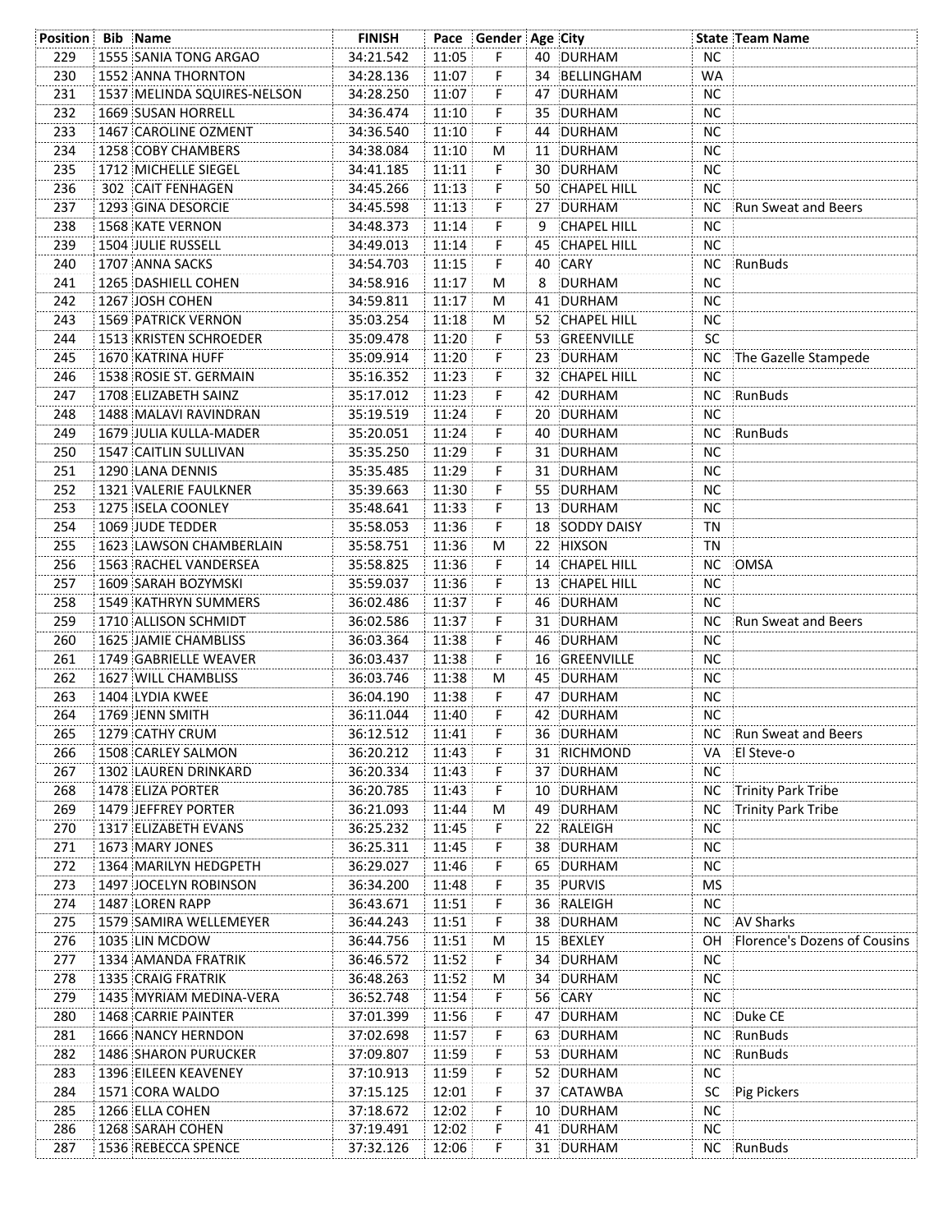| Position | Bib | Name | FINISH | Pace | Gender | Age | City | State | Team Name |
|---|---|---|---|---|---|---|---|---|---|
| 229 | 1555 | SANIA TONG ARGAO | 34:21.542 | 11:05 | F | 40 | DURHAM | NC | |
| 230 | 1552 | ANNA THORNTON | 34:28.136 | 11:07 | F | 34 | BELLINGHAM | WA | |
| 231 | 1537 | MELINDA SQUIRES-NELSON | 34:28.250 | 11:07 | F | 47 | DURHAM | NC | |
| 232 | 1669 | SUSAN HORRELL | 34:36.474 | 11:10 | F | 35 | DURHAM | NC | |
| 233 | 1467 | CAROLINE OZMENT | 34:36.540 | 11:10 | F | 44 | DURHAM | NC | |
| 234 | 1258 | COBY CHAMBERS | 34:38.084 | 11:10 | M | 11 | DURHAM | NC | |
| 235 | 1712 | MICHELLE SIEGEL | 34:41.185 | 11:11 | F | 30 | DURHAM | NC | |
| 236 | 302 | CAIT FENHAGEN | 34:45.266 | 11:13 | F | 50 | CHAPEL HILL | NC | |
| 237 | 1293 | GINA DESORCIE | 34:45.598 | 11:13 | F | 27 | DURHAM | NC | Run Sweat and Beers |
| 238 | 1568 | KATE VERNON | 34:48.373 | 11:14 | F | 9 | CHAPEL HILL | NC | |
| 239 | 1504 | JULIE RUSSELL | 34:49.013 | 11:14 | F | 45 | CHAPEL HILL | NC | |
| 240 | 1707 | ANNA SACKS | 34:54.703 | 11:15 | F | 40 | CARY | NC | RunBuds |
| 241 | 1265 | DASHIELL COHEN | 34:58.916 | 11:17 | M | 8 | DURHAM | NC | |
| 242 | 1267 | JOSH COHEN | 34:59.811 | 11:17 | M | 41 | DURHAM | NC | |
| 243 | 1569 | PATRICK VERNON | 35:03.254 | 11:18 | M | 52 | CHAPEL HILL | NC | |
| 244 | 1513 | KRISTEN SCHROEDER | 35:09.478 | 11:20 | F | 53 | GREENVILLE | SC | |
| 245 | 1670 | KATRINA HUFF | 35:09.914 | 11:20 | F | 23 | DURHAM | NC | The Gazelle Stampede |
| 246 | 1538 | ROSIE ST. GERMAIN | 35:16.352 | 11:23 | F | 32 | CHAPEL HILL | NC | |
| 247 | 1708 | ELIZABETH SAINZ | 35:17.012 | 11:23 | F | 42 | DURHAM | NC | RunBuds |
| 248 | 1488 | MALAVI RAVINDRAN | 35:19.519 | 11:24 | F | 20 | DURHAM | NC | |
| 249 | 1679 | JULIA KULLA-MADER | 35:20.051 | 11:24 | F | 40 | DURHAM | NC | RunBuds |
| 250 | 1547 | CAITLIN SULLIVAN | 35:35.250 | 11:29 | F | 31 | DURHAM | NC | |
| 251 | 1290 | LANA DENNIS | 35:35.485 | 11:29 | F | 31 | DURHAM | NC | |
| 252 | 1321 | VALERIE FAULKNER | 35:39.663 | 11:30 | F | 55 | DURHAM | NC | |
| 253 | 1275 | ISELA COONLEY | 35:48.641 | 11:33 | F | 13 | DURHAM | NC | |
| 254 | 1069 | JUDE TEDDER | 35:58.053 | 11:36 | F | 18 | SODDY DAISY | TN | |
| 255 | 1623 | LAWSON CHAMBERLAIN | 35:58.751 | 11:36 | M | 22 | HIXSON | TN | |
| 256 | 1563 | RACHEL VANDERSEA | 35:58.825 | 11:36 | F | 14 | CHAPEL HILL | NC | OMSA |
| 257 | 1609 | SARAH BOZYMSKI | 35:59.037 | 11:36 | F | 13 | CHAPEL HILL | NC | |
| 258 | 1549 | KATHRYN SUMMERS | 36:02.486 | 11:37 | F | 46 | DURHAM | NC | |
| 259 | 1710 | ALLISON SCHMIDT | 36:02.586 | 11:37 | F | 31 | DURHAM | NC | Run Sweat and Beers |
| 260 | 1625 | JAMIE CHAMBLISS | 36:03.364 | 11:38 | F | 46 | DURHAM | NC | |
| 261 | 1749 | GABRIELLE WEAVER | 36:03.437 | 11:38 | F | 16 | GREENVILLE | NC | |
| 262 | 1627 | WILL CHAMBLISS | 36:03.746 | 11:38 | M | 45 | DURHAM | NC | |
| 263 | 1404 | LYDIA KWEE | 36:04.190 | 11:38 | F | 47 | DURHAM | NC | |
| 264 | 1769 | JENN SMITH | 36:11.044 | 11:40 | F | 42 | DURHAM | NC | |
| 265 | 1279 | CATHY CRUM | 36:12.512 | 11:41 | F | 36 | DURHAM | NC | Run Sweat and Beers |
| 266 | 1508 | CARLEY SALMON | 36:20.212 | 11:43 | F | 31 | RICHMOND | VA | El Steve-o |
| 267 | 1302 | LAUREN DRINKARD | 36:20.334 | 11:43 | F | 37 | DURHAM | NC | |
| 268 | 1478 | ELIZA PORTER | 36:20.785 | 11:43 | F | 10 | DURHAM | NC | Trinity Park Tribe |
| 269 | 1479 | JEFFREY PORTER | 36:21.093 | 11:44 | M | 49 | DURHAM | NC | Trinity Park Tribe |
| 270 | 1317 | ELIZABETH EVANS | 36:25.232 | 11:45 | F | 22 | RALEIGH | NC | |
| 271 | 1673 | MARY JONES | 36:25.311 | 11:45 | F | 38 | DURHAM | NC | |
| 272 | 1364 | MARILYN HEDGPETH | 36:29.027 | 11:46 | F | 65 | DURHAM | NC | |
| 273 | 1497 | JOCELYN ROBINSON | 36:34.200 | 11:48 | F | 35 | PURVIS | MS | |
| 274 | 1487 | LOREN RAPP | 36:43.671 | 11:51 | F | 36 | RALEIGH | NC | |
| 275 | 1579 | SAMIRA WELLEMEYER | 36:44.243 | 11:51 | F | 38 | DURHAM | NC | AV Sharks |
| 276 | 1035 | LIN MCDOW | 36:44.756 | 11:51 | M | 15 | BEXLEY | OH | Florence's Dozens of Cousins |
| 277 | 1334 | AMANDA FRATRIK | 36:46.572 | 11:52 | F | 34 | DURHAM | NC | |
| 278 | 1335 | CRAIG FRATRIK | 36:48.263 | 11:52 | M | 34 | DURHAM | NC | |
| 279 | 1435 | MYRIAM MEDINA-VERA | 36:52.748 | 11:54 | F | 56 | CARY | NC | |
| 280 | 1468 | CARRIE PAINTER | 37:01.399 | 11:56 | F | 47 | DURHAM | NC | Duke CE |
| 281 | 1666 | NANCY HERNDON | 37:02.698 | 11:57 | F | 63 | DURHAM | NC | RunBuds |
| 282 | 1486 | SHARON PURUCKER | 37:09.807 | 11:59 | F | 53 | DURHAM | NC | RunBuds |
| 283 | 1396 | EILEEN KEAVENEY | 37:10.913 | 11:59 | F | 52 | DURHAM | NC | |
| 284 | 1571 | CORA WALDO | 37:15.125 | 12:01 | F | 37 | CATAWBA | SC | Pig Pickers |
| 285 | 1266 | ELLA COHEN | 37:18.672 | 12:02 | F | 10 | DURHAM | NC | |
| 286 | 1268 | SARAH COHEN | 37:19.491 | 12:02 | F | 41 | DURHAM | NC | |
| 287 | 1536 | REBECCA SPENCE | 37:32.126 | 12:06 | F | 31 | DURHAM | NC | RunBuds |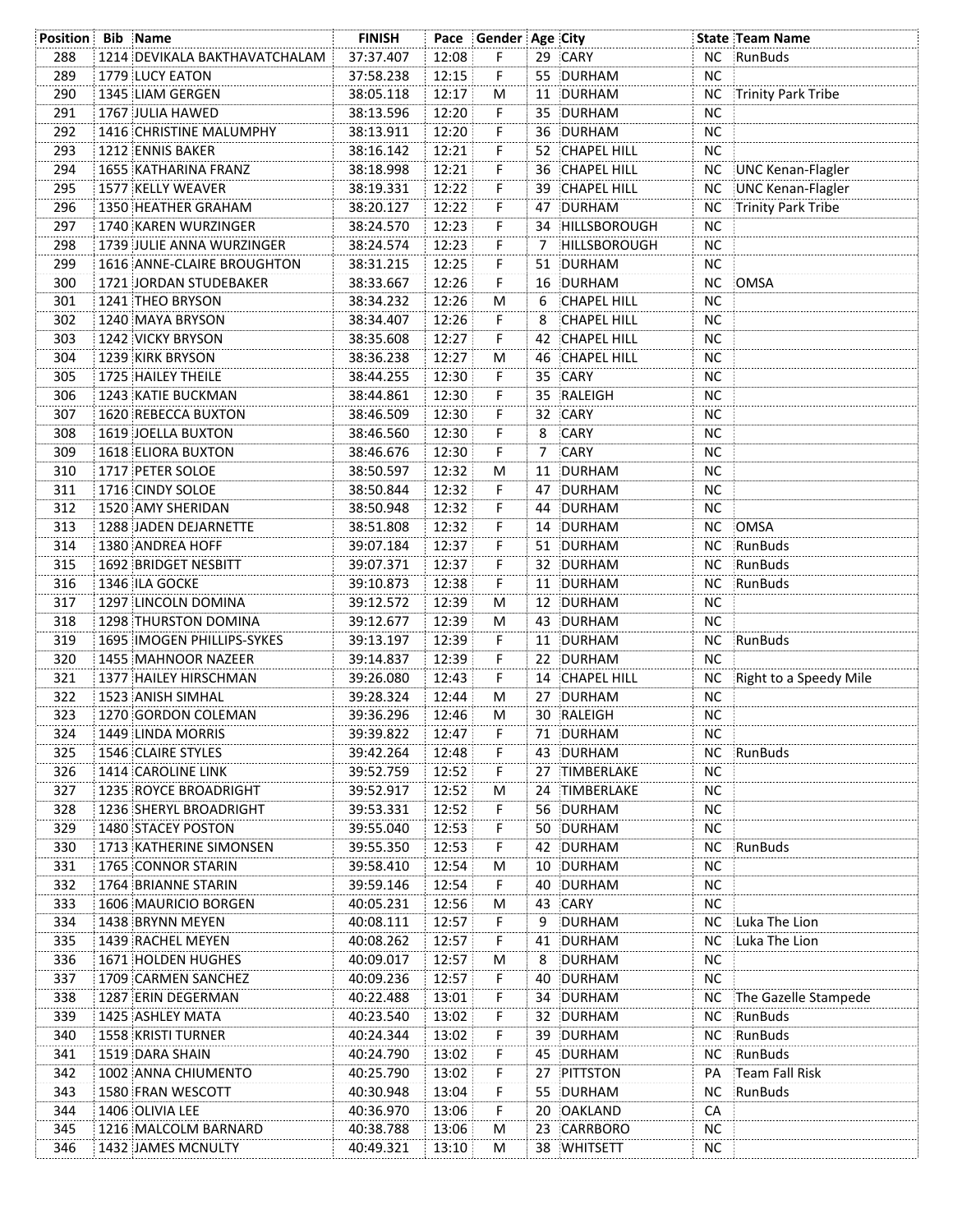| Position | Bib | Name | FINISH | Pace | Gender | Age | City | State | Team Name |
|---|---|---|---|---|---|---|---|---|---|
| 288 | 1214 | DEVIKALA BAKHTAVATCHALAM | 37:37.407 | 12:08 | F | 29 | CARY | NC | RunBuds |
| 289 | 1779 | LUCY EATON | 37:58.238 | 12:15 | F | 55 | DURHAM | NC | |
| 290 | 1345 | LIAM GERGEN | 38:05.118 | 12:17 | M | 11 | DURHAM | NC | Trinity Park Tribe |
| 291 | 1767 | JULIA HAWED | 38:13.596 | 12:20 | F | 35 | DURHAM | NC | |
| 292 | 1416 | CHRISTINE MALUMPHY | 38:13.911 | 12:20 | F | 36 | DURHAM | NC | |
| 293 | 1212 | ENNIS BAKER | 38:16.142 | 12:21 | F | 52 | CHAPEL HILL | NC | |
| 294 | 1655 | KATHARINA FRANZ | 38:18.998 | 12:21 | F | 36 | CHAPEL HILL | NC | UNC Kenan-Flagler |
| 295 | 1577 | KELLY WEAVER | 38:19.331 | 12:22 | F | 39 | CHAPEL HILL | NC | UNC Kenan-Flagler |
| 296 | 1350 | HEATHER GRAHAM | 38:20.127 | 12:22 | F | 47 | DURHAM | NC | Trinity Park Tribe |
| 297 | 1740 | KAREN WURZINGER | 38:24.570 | 12:23 | F | 34 | HILLSBOROUGH | NC | |
| 298 | 1739 | JULIE ANNA WURZINGER | 38:24.574 | 12:23 | F | 7 | HILLSBOROUGH | NC | |
| 299 | 1616 | ANNE-CLAIRE BROUGHTON | 38:31.215 | 12:25 | F | 51 | DURHAM | NC | |
| 300 | 1721 | JORDAN STUDEBAKER | 38:33.667 | 12:26 | F | 16 | DURHAM | NC | OMSA |
| 301 | 1241 | THEO BRYSON | 38:34.232 | 12:26 | M | 6 | CHAPEL HILL | NC | |
| 302 | 1240 | MAYA BRYSON | 38:34.407 | 12:26 | F | 8 | CHAPEL HILL | NC | |
| 303 | 1242 | VICKY BRYSON | 38:35.608 | 12:27 | F | 42 | CHAPEL HILL | NC | |
| 304 | 1239 | KIRK BRYSON | 38:36.238 | 12:27 | M | 46 | CHAPEL HILL | NC | |
| 305 | 1725 | HAILEY THEILE | 38:44.255 | 12:30 | F | 35 | CARY | NC | |
| 306 | 1243 | KATIE BUCKMAN | 38:44.861 | 12:30 | F | 35 | RALEIGH | NC | |
| 307 | 1620 | REBECCA BUXTON | 38:46.509 | 12:30 | F | 32 | CARY | NC | |
| 308 | 1619 | JOELLA BUXTON | 38:46.560 | 12:30 | F | 8 | CARY | NC | |
| 309 | 1618 | ELIORA BUXTON | 38:46.676 | 12:30 | F | 7 | CARY | NC | |
| 310 | 1717 | PETER SOLOE | 38:50.597 | 12:32 | M | 11 | DURHAM | NC | |
| 311 | 1716 | CINDY SOLOE | 38:50.844 | 12:32 | F | 47 | DURHAM | NC | |
| 312 | 1520 | AMY SHERIDAN | 38:50.948 | 12:32 | F | 44 | DURHAM | NC | |
| 313 | 1288 | JADEN DEJARNETTE | 38:51.808 | 12:32 | F | 14 | DURHAM | NC | OMSA |
| 314 | 1380 | ANDREA HOFF | 39:07.184 | 12:37 | F | 51 | DURHAM | NC | RunBuds |
| 315 | 1692 | BRIDGET NESBITT | 39:07.371 | 12:37 | F | 32 | DURHAM | NC | RunBuds |
| 316 | 1346 | ILA GOCKE | 39:10.873 | 12:38 | F | 11 | DURHAM | NC | RunBuds |
| 317 | 1297 | LINCOLN DOMINA | 39:12.572 | 12:39 | M | 12 | DURHAM | NC | |
| 318 | 1298 | THURSTON DOMINA | 39:12.677 | 12:39 | M | 43 | DURHAM | NC | |
| 319 | 1695 | IMOGEN PHILLIPS-SYKES | 39:13.197 | 12:39 | F | 11 | DURHAM | NC | RunBuds |
| 320 | 1455 | MAHNOOR NAZEER | 39:14.837 | 12:39 | F | 22 | DURHAM | NC | |
| 321 | 1377 | HAILEY HIRSCHMAN | 39:26.080 | 12:43 | F | 14 | CHAPEL HILL | NC | Right to a Speedy Mile |
| 322 | 1523 | ANISH SIMHAL | 39:28.324 | 12:44 | M | 27 | DURHAM | NC | |
| 323 | 1270 | GORDON COLEMAN | 39:36.296 | 12:46 | M | 30 | RALEIGH | NC | |
| 324 | 1449 | LINDA MORRIS | 39:39.822 | 12:47 | F | 71 | DURHAM | NC | |
| 325 | 1546 | CLAIRE STYLES | 39:42.264 | 12:48 | F | 43 | DURHAM | NC | RunBuds |
| 326 | 1414 | CAROLINE LINK | 39:52.759 | 12:52 | F | 27 | TIMBERLAKE | NC | |
| 327 | 1235 | ROYCE BROADRIGHT | 39:52.917 | 12:52 | M | 24 | TIMBERLAKE | NC | |
| 328 | 1236 | SHERYL BROADRIGHT | 39:53.331 | 12:52 | F | 56 | DURHAM | NC | |
| 329 | 1480 | STACEY POSTON | 39:55.040 | 12:53 | F | 50 | DURHAM | NC | |
| 330 | 1713 | KATHERINE SIMONSEN | 39:55.350 | 12:53 | F | 42 | DURHAM | NC | RunBuds |
| 331 | 1765 | CONNOR STARIN | 39:58.410 | 12:54 | M | 10 | DURHAM | NC | |
| 332 | 1764 | BRIANNE STARIN | 39:59.146 | 12:54 | F | 40 | DURHAM | NC | |
| 333 | 1606 | MAURICIO BORGEN | 40:05.231 | 12:56 | M | 43 | CARY | NC | |
| 334 | 1438 | BRYNN MEYEN | 40:08.111 | 12:57 | F | 9 | DURHAM | NC | Luka The Lion |
| 335 | 1439 | RACHEL MEYEN | 40:08.262 | 12:57 | F | 41 | DURHAM | NC | Luka The Lion |
| 336 | 1671 | HOLDEN HUGHES | 40:09.017 | 12:57 | M | 8 | DURHAM | NC | |
| 337 | 1709 | CARMEN SANCHEZ | 40:09.236 | 12:57 | F | 40 | DURHAM | NC | |
| 338 | 1287 | ERIN DEGERMAN | 40:22.488 | 13:01 | F | 34 | DURHAM | NC | The Gazelle Stampede |
| 339 | 1425 | ASHLEY MATA | 40:23.540 | 13:02 | F | 32 | DURHAM | NC | RunBuds |
| 340 | 1558 | KRISTI TURNER | 40:24.344 | 13:02 | F | 39 | DURHAM | NC | RunBuds |
| 341 | 1519 | DARA SHAIN | 40:24.790 | 13:02 | F | 45 | DURHAM | NC | RunBuds |
| 342 | 1002 | ANNA CHIUMENTO | 40:25.790 | 13:02 | F | 27 | PITTSTON | PA | Team Fall Risk |
| 343 | 1580 | FRAN WESCOTT | 40:30.948 | 13:04 | F | 55 | DURHAM | NC | RunBuds |
| 344 | 1406 | OLIVIA LEE | 40:36.970 | 13:06 | F | 20 | OAKLAND | CA | |
| 345 | 1216 | MALCOLM BARNARD | 40:38.788 | 13:06 | M | 23 | CARRBORO | NC | |
| 346 | 1432 | JAMES MCNULTY | 40:49.321 | 13:10 | M | 38 | WHITSETT | NC | |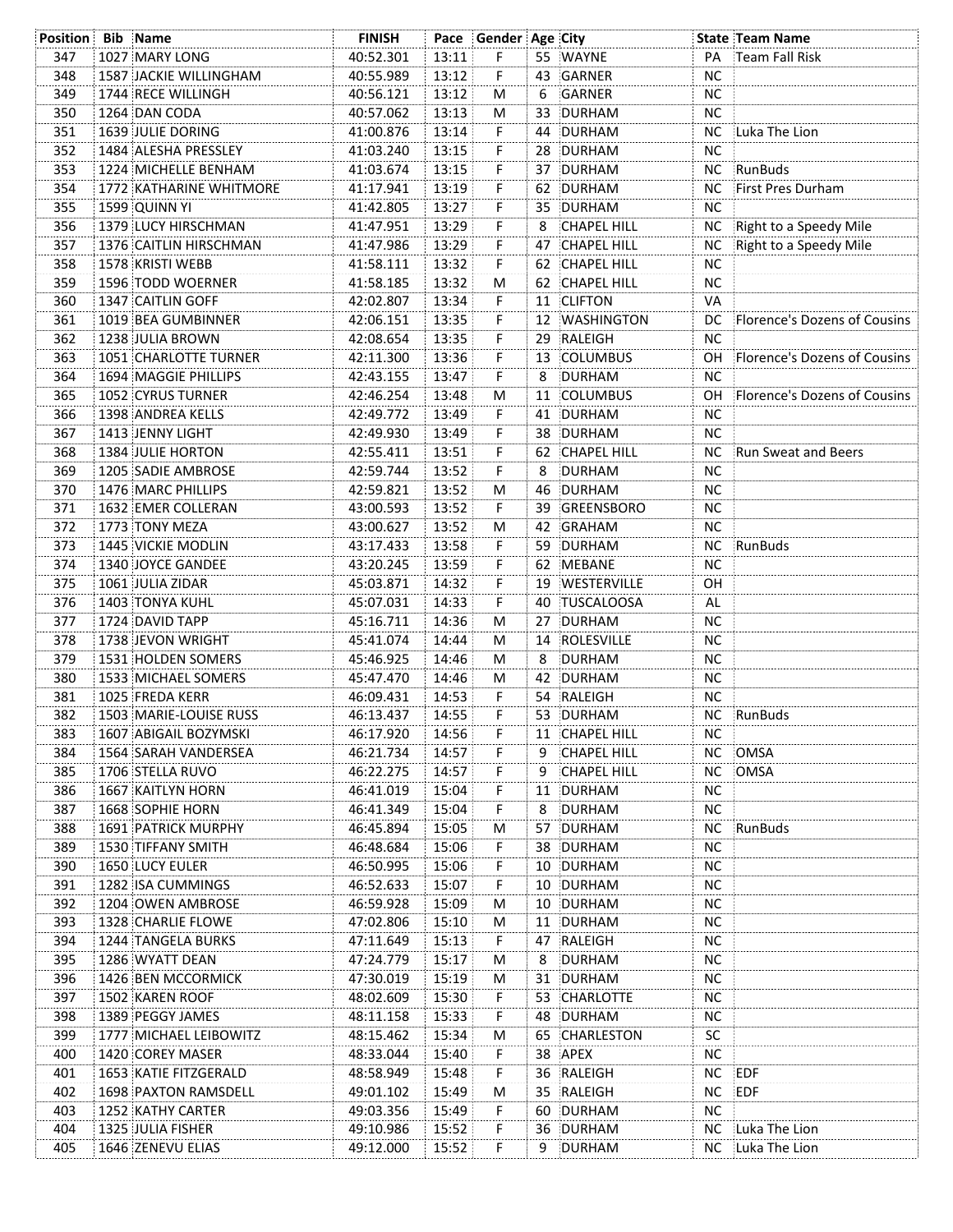| Position | Bib | Name | FINISH | Pace | Gender | Age | City | State | Team Name |
|---|---|---|---|---|---|---|---|---|---|
| 347 | 1027 | MARY LONG | 40:52.301 | 13:11 | F | 55 | WAYNE | PA | Team Fall Risk |
| 348 | 1587 | JACKIE WILLINGHAM | 40:55.989 | 13:12 | F | 43 | GARNER | NC | |
| 349 | 1744 | RECE WILLINGH | 40:56.121 | 13:12 | M | 6 | GARNER | NC | |
| 350 | 1264 | DAN CODA | 40:57.062 | 13:13 | M | 33 | DURHAM | NC | |
| 351 | 1639 | JULIE DORING | 41:00.876 | 13:14 | F | 44 | DURHAM | NC | Luka The Lion |
| 352 | 1484 | ALESHA PRESSLEY | 41:03.240 | 13:15 | F | 28 | DURHAM | NC | |
| 353 | 1224 | MICHELLE BENHAM | 41:03.674 | 13:15 | F | 37 | DURHAM | NC | RunBuds |
| 354 | 1772 | KATHARINE WHITMORE | 41:17.941 | 13:19 | F | 62 | DURHAM | NC | First Pres Durham |
| 355 | 1599 | QUINN YI | 41:42.805 | 13:27 | F | 35 | DURHAM | NC | |
| 356 | 1379 | LUCY HIRSCHMAN | 41:47.951 | 13:29 | F | 8 | CHAPEL HILL | NC | Right to a Speedy Mile |
| 357 | 1376 | CAITLIN HIRSCHMAN | 41:47.986 | 13:29 | F | 47 | CHAPEL HILL | NC | Right to a Speedy Mile |
| 358 | 1578 | KRISTI WEBB | 41:58.111 | 13:32 | F | 62 | CHAPEL HILL | NC | |
| 359 | 1596 | TODD WOERNER | 41:58.185 | 13:32 | M | 62 | CHAPEL HILL | NC | |
| 360 | 1347 | CAITLIN GOFF | 42:02.807 | 13:34 | F | 11 | CLIFTON | VA | |
| 361 | 1019 | BEA GUMBINNER | 42:06.151 | 13:35 | F | 12 | WASHINGTON | DC | Florence's Dozens of Cousins |
| 362 | 1238 | JULIA BROWN | 42:08.654 | 13:35 | F | 29 | RALEIGH | NC | |
| 363 | 1051 | CHARLOTTE TURNER | 42:11.300 | 13:36 | F | 13 | COLUMBUS | OH | Florence's Dozens of Cousins |
| 364 | 1694 | MAGGIE PHILLIPS | 42:43.155 | 13:47 | F | 8 | DURHAM | NC | |
| 365 | 1052 | CYRUS TURNER | 42:46.254 | 13:48 | M | 11 | COLUMBUS | OH | Florence's Dozens of Cousins |
| 366 | 1398 | ANDREA KELLS | 42:49.772 | 13:49 | F | 41 | DURHAM | NC | |
| 367 | 1413 | JENNY LIGHT | 42:49.930 | 13:49 | F | 38 | DURHAM | NC | |
| 368 | 1384 | JULIE HORTON | 42:55.411 | 13:51 | F | 62 | CHAPEL HILL | NC | Run Sweat and Beers |
| 369 | 1205 | SADIE AMBROSE | 42:59.744 | 13:52 | F | 8 | DURHAM | NC | |
| 370 | 1476 | MARC PHILLIPS | 42:59.821 | 13:52 | M | 46 | DURHAM | NC | |
| 371 | 1632 | EMER COLLERAN | 43:00.593 | 13:52 | F | 39 | GREENSBORO | NC | |
| 372 | 1773 | TONY MEZA | 43:00.627 | 13:52 | M | 42 | GRAHAM | NC | |
| 373 | 1445 | VICKIE MODLIN | 43:17.433 | 13:58 | F | 59 | DURHAM | NC | RunBuds |
| 374 | 1340 | JOYCE GANDEE | 43:20.245 | 13:59 | F | 62 | MEBANE | NC | |
| 375 | 1061 | JULIA ZIDAR | 45:03.871 | 14:32 | F | 19 | WESTERVILLE | OH | |
| 376 | 1403 | TONYA KUHL | 45:07.031 | 14:33 | F | 40 | TUSCALOOSA | AL | |
| 377 | 1724 | DAVID TAPP | 45:16.711 | 14:36 | M | 27 | DURHAM | NC | |
| 378 | 1738 | JEVON WRIGHT | 45:41.074 | 14:44 | M | 14 | ROLESVILLE | NC | |
| 379 | 1531 | HOLDEN SOMERS | 45:46.925 | 14:46 | M | 8 | DURHAM | NC | |
| 380 | 1533 | MICHAEL SOMERS | 45:47.470 | 14:46 | M | 42 | DURHAM | NC | |
| 381 | 1025 | FREDA KERR | 46:09.431 | 14:53 | F | 54 | RALEIGH | NC | |
| 382 | 1503 | MARIE-LOUISE RUSS | 46:13.437 | 14:55 | F | 53 | DURHAM | NC | RunBuds |
| 383 | 1607 | ABIGAIL BOZYMSKI | 46:17.920 | 14:56 | F | 11 | CHAPEL HILL | NC | |
| 384 | 1564 | SARAH VANDERSEA | 46:21.734 | 14:57 | F | 9 | CHAPEL HILL | NC | OMSA |
| 385 | 1706 | STELLA RUVO | 46:22.275 | 14:57 | F | 9 | CHAPEL HILL | NC | OMSA |
| 386 | 1667 | KAITLYN HORN | 46:41.019 | 15:04 | F | 11 | DURHAM | NC | |
| 387 | 1668 | SOPHIE HORN | 46:41.349 | 15:04 | F | 8 | DURHAM | NC | |
| 388 | 1691 | PATRICK MURPHY | 46:45.894 | 15:05 | M | 57 | DURHAM | NC | RunBuds |
| 389 | 1530 | TIFFANY SMITH | 46:48.684 | 15:06 | F | 38 | DURHAM | NC | |
| 390 | 1650 | LUCY EULER | 46:50.995 | 15:06 | F | 10 | DURHAM | NC | |
| 391 | 1282 | ISA CUMMINGS | 46:52.633 | 15:07 | F | 10 | DURHAM | NC | |
| 392 | 1204 | OWEN AMBROSE | 46:59.928 | 15:09 | M | 10 | DURHAM | NC | |
| 393 | 1328 | CHARLIE FLOWE | 47:02.806 | 15:10 | M | 11 | DURHAM | NC | |
| 394 | 1244 | TANGELA BURKS | 47:11.649 | 15:13 | F | 47 | RALEIGH | NC | |
| 395 | 1286 | WYATT DEAN | 47:24.779 | 15:17 | M | 8 | DURHAM | NC | |
| 396 | 1426 | BEN MCCORMICK | 47:30.019 | 15:19 | M | 31 | DURHAM | NC | |
| 397 | 1502 | KAREN ROOF | 48:02.609 | 15:30 | F | 53 | CHARLOTTE | NC | |
| 398 | 1389 | PEGGY JAMES | 48:11.158 | 15:33 | F | 48 | DURHAM | NC | |
| 399 | 1777 | MICHAEL LEIBOWITZ | 48:15.462 | 15:34 | M | 65 | CHARLESTON | SC | |
| 400 | 1420 | COREY MASER | 48:33.044 | 15:40 | F | 38 | APEX | NC | |
| 401 | 1653 | KATIE FITZGERALD | 48:58.949 | 15:48 | F | 36 | RALEIGH | NC | EDF |
| 402 | 1698 | PAXTON RAMSDELL | 49:01.102 | 15:49 | M | 35 | RALEIGH | NC | EDF |
| 403 | 1252 | KATHY CARTER | 49:03.356 | 15:49 | F | 60 | DURHAM | NC | |
| 404 | 1325 | JULIA FISHER | 49:10.986 | 15:52 | F | 36 | DURHAM | NC | Luka The Lion |
| 405 | 1646 | ZENEVU ELIAS | 49:12.000 | 15:52 | F | 9 | DURHAM | NC | Luka The Lion |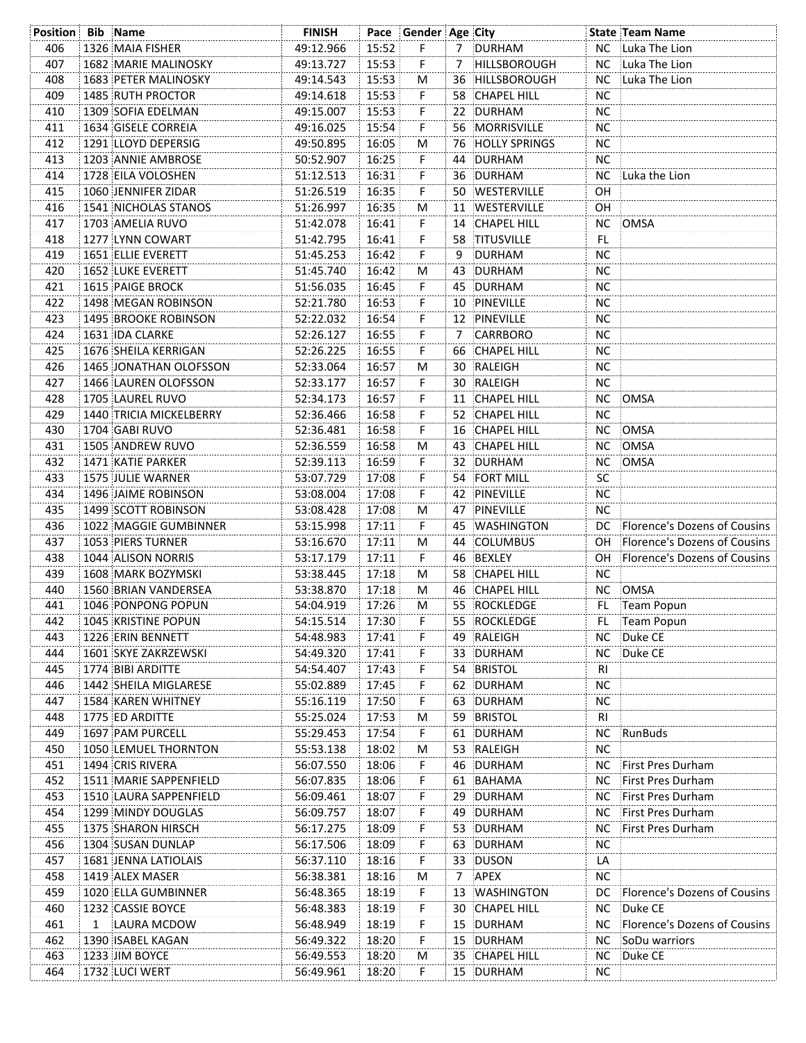| Position | Bib | Name | FINISH | Pace | Gender | Age | City | State | Team Name |
|---|---|---|---|---|---|---|---|---|---|
| 406 | 1326 | MAIA FISHER | 49:12.966 | 15:52 | F | 7 | DURHAM | NC | Luka The Lion |
| 407 | 1682 | MARIE MALINOSKY | 49:13.727 | 15:53 | F | 7 | HILLSBOROUGH | NC | Luka The Lion |
| 408 | 1683 | PETER MALINOSKY | 49:14.543 | 15:53 | M | 36 | HILLSBOROUGH | NC | Luka The Lion |
| 409 | 1485 | RUTH PROCTOR | 49:14.618 | 15:53 | F | 58 | CHAPEL HILL | NC | |
| 410 | 1309 | SOFIA EDELMAN | 49:15.007 | 15:53 | F | 22 | DURHAM | NC | |
| 411 | 1634 | GISELE CORREIA | 49:16.025 | 15:54 | F | 56 | MORRISVILLE | NC | |
| 412 | 1291 | LLOYD DEPERSIG | 49:50.895 | 16:05 | M | 76 | HOLLY SPRINGS | NC | |
| 413 | 1203 | ANNIE AMBROSE | 50:52.907 | 16:25 | F | 44 | DURHAM | NC | |
| 414 | 1728 | EILA VOLOSHEN | 51:12.513 | 16:31 | F | 36 | DURHAM | NC | Luka the Lion |
| 415 | 1060 | JENNIFER ZIDAR | 51:26.519 | 16:35 | F | 50 | WESTERVILLE | OH | |
| 416 | 1541 | NICHOLAS STANOS | 51:26.997 | 16:35 | M | 11 | WESTERVILLE | OH | |
| 417 | 1703 | AMELIA RUVO | 51:42.078 | 16:41 | F | 14 | CHAPEL HILL | NC | OMSA |
| 418 | 1277 | LYNN COWART | 51:42.795 | 16:41 | F | 58 | TITUSVILLE | FL | |
| 419 | 1651 | ELLIE EVERETT | 51:45.253 | 16:42 | F | 9 | DURHAM | NC | |
| 420 | 1652 | LUKE EVERETT | 51:45.740 | 16:42 | M | 43 | DURHAM | NC | |
| 421 | 1615 | PAIGE BROCK | 51:56.035 | 16:45 | F | 45 | DURHAM | NC | |
| 422 | 1498 | MEGAN ROBINSON | 52:21.780 | 16:53 | F | 10 | PINEVILLE | NC | |
| 423 | 1495 | BROOKE ROBINSON | 52:22.032 | 16:54 | F | 12 | PINEVILLE | NC | |
| 424 | 1631 | IDA CLARKE | 52:26.127 | 16:55 | F | 7 | CARRBORO | NC | |
| 425 | 1676 | SHEILA KERRIGAN | 52:26.225 | 16:55 | F | 66 | CHAPEL HILL | NC | |
| 426 | 1465 | JONATHAN OLOFSSON | 52:33.064 | 16:57 | M | 30 | RALEIGH | NC | |
| 427 | 1466 | LAUREN OLOFSSON | 52:33.177 | 16:57 | F | 30 | RALEIGH | NC | |
| 428 | 1705 | LAUREL RUVO | 52:34.173 | 16:57 | F | 11 | CHAPEL HILL | NC | OMSA |
| 429 | 1440 | TRICIA MICKELBERRY | 52:36.466 | 16:58 | F | 52 | CHAPEL HILL | NC | |
| 430 | 1704 | GABI RUVO | 52:36.481 | 16:58 | F | 16 | CHAPEL HILL | NC | OMSA |
| 431 | 1505 | ANDREW RUVO | 52:36.559 | 16:58 | M | 43 | CHAPEL HILL | NC | OMSA |
| 432 | 1471 | KATIE PARKER | 52:39.113 | 16:59 | F | 32 | DURHAM | NC | OMSA |
| 433 | 1575 | JULIE WARNER | 53:07.729 | 17:08 | F | 54 | FORT MILL | SC | |
| 434 | 1496 | JAIME ROBINSON | 53:08.004 | 17:08 | F | 42 | PINEVILLE | NC | |
| 435 | 1499 | SCOTT ROBINSON | 53:08.428 | 17:08 | M | 47 | PINEVILLE | NC | |
| 436 | 1022 | MAGGIE GUMBINNER | 53:15.998 | 17:11 | F | 45 | WASHINGTON | DC | Florence's Dozens of Cousins |
| 437 | 1053 | PIERS TURNER | 53:16.670 | 17:11 | M | 44 | COLUMBUS | OH | Florence's Dozens of Cousins |
| 438 | 1044 | ALISON NORRIS | 53:17.179 | 17:11 | F | 46 | BEXLEY | OH | Florence's Dozens of Cousins |
| 439 | 1608 | MARK BOZYMSKI | 53:38.445 | 17:18 | M | 58 | CHAPEL HILL | NC | |
| 440 | 1560 | BRIAN VANDERSEA | 53:38.870 | 17:18 | M | 46 | CHAPEL HILL | NC | OMSA |
| 441 | 1046 | PONPONG POPUN | 54:04.919 | 17:26 | M | 55 | ROCKLEDGE | FL | Team Popun |
| 442 | 1045 | KRISTINE POPUN | 54:15.514 | 17:30 | F | 55 | ROCKLEDGE | FL | Team Popun |
| 443 | 1226 | ERIN BENNETT | 54:48.983 | 17:41 | F | 49 | RALEIGH | NC | Duke CE |
| 444 | 1601 | SKYE ZAKRZEWSKI | 54:49.320 | 17:41 | F | 33 | DURHAM | NC | Duke CE |
| 445 | 1774 | BIBI ARDITTE | 54:54.407 | 17:43 | F | 54 | BRISTOL | RI | |
| 446 | 1442 | SHEILA MIGLARESE | 55:02.889 | 17:45 | F | 62 | DURHAM | NC | |
| 447 | 1584 | KAREN WHITNEY | 55:16.119 | 17:50 | F | 63 | DURHAM | NC | |
| 448 | 1775 | ED ARDITTE | 55:25.024 | 17:53 | M | 59 | BRISTOL | RI | |
| 449 | 1697 | PAM PURCELL | 55:29.453 | 17:54 | F | 61 | DURHAM | NC | RunBuds |
| 450 | 1050 | LEMUEL THORNTON | 55:53.138 | 18:02 | M | 53 | RALEIGH | NC | |
| 451 | 1494 | CRIS RIVERA | 56:07.550 | 18:06 | F | 46 | DURHAM | NC | First Pres Durham |
| 452 | 1511 | MARIE SAPPENFIELD | 56:07.835 | 18:06 | F | 61 | BAHAMA | NC | First Pres Durham |
| 453 | 1510 | LAURA SAPPENFIELD | 56:09.461 | 18:07 | F | 29 | DURHAM | NC | First Pres Durham |
| 454 | 1299 | MINDY DOUGLAS | 56:09.757 | 18:07 | F | 49 | DURHAM | NC | First Pres Durham |
| 455 | 1375 | SHARON HIRSCH | 56:17.275 | 18:09 | F | 53 | DURHAM | NC | First Pres Durham |
| 456 | 1304 | SUSAN DUNLAP | 56:17.506 | 18:09 | F | 63 | DURHAM | NC | |
| 457 | 1681 | JENNA LATIOLAIS | 56:37.110 | 18:16 | F | 33 | DUSON | LA | |
| 458 | 1419 | ALEX MASER | 56:38.381 | 18:16 | M | 7 | APEX | NC | |
| 459 | 1020 | ELLA GUMBINNER | 56:48.365 | 18:19 | F | 13 | WASHINGTON | DC | Florence's Dozens of Cousins |
| 460 | 1232 | CASSIE BOYCE | 56:48.383 | 18:19 | F | 30 | CHAPEL HILL | NC | Duke CE |
| 461 | 1 | LAURA MCDOW | 56:48.949 | 18:19 | F | 15 | DURHAM | NC | Florence's Dozens of Cousins |
| 462 | 1390 | ISABEL KAGAN | 56:49.322 | 18:20 | F | 15 | DURHAM | NC | SoDu warriors |
| 463 | 1233 | JIM BOYCE | 56:49.553 | 18:20 | M | 35 | CHAPEL HILL | NC | Duke CE |
| 464 | 1732 | LUCI WERT | 56:49.961 | 18:20 | F | 15 | DURHAM | NC | |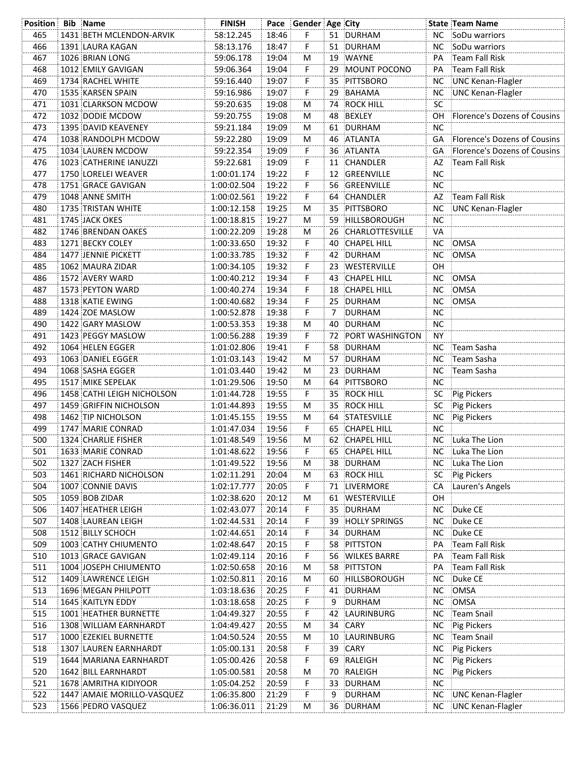| Position | Bib | Name | FINISH | Pace | Gender | Age | City | State | Team Name |
|---|---|---|---|---|---|---|---|---|---|
| 465 | 1431 | BETH MCLENDON-ARVIK | 58:12.245 | 18:46 | F | 51 | DURHAM | NC | SoDu warriors |
| 466 | 1391 | LAURA KAGAN | 58:13.176 | 18:47 | F | 51 | DURHAM | NC | SoDu warriors |
| 467 | 1026 | BRIAN LONG | 59:06.178 | 19:04 | M | 19 | WAYNE | PA | Team Fall Risk |
| 468 | 1012 | EMILY GAVIGAN | 59:06.364 | 19:04 | F | 29 | MOUNT POCONO | PA | Team Fall Risk |
| 469 | 1734 | RACHEL WHITE | 59:16.440 | 19:07 | F | 35 | PITTSBORO | NC | UNC Kenan-Flagler |
| 470 | 1535 | KARSEN SPAIN | 59:16.986 | 19:07 | F | 29 | BAHAMA | NC | UNC Kenan-Flagler |
| 471 | 1031 | CLARKSON MCDOW | 59:20.635 | 19:08 | M | 74 | ROCK HILL | SC | |
| 472 | 1032 | DODIE MCDOW | 59:20.755 | 19:08 | M | 48 | BEXLEY | OH | Florence's Dozens of Cousins |
| 473 | 1395 | DAVID KEAVENEY | 59:21.184 | 19:09 | M | 61 | DURHAM | NC | |
| 474 | 1038 | RANDOLPH MCDOW | 59:22.280 | 19:09 | M | 46 | ATLANTA | GA | Florence's Dozens of Cousins |
| 475 | 1034 | LAUREN MCDOW | 59:22.354 | 19:09 | F | 36 | ATLANTA | GA | Florence's Dozens of Cousins |
| 476 | 1023 | CATHERINE IANUZZI | 59:22.681 | 19:09 | F | 11 | CHANDLER | AZ | Team Fall Risk |
| 477 | 1750 | LORELEI WEAVER | 1:00:01.174 | 19:22 | F | 12 | GREENVILLE | NC | |
| 478 | 1751 | GRACE GAVIGAN | 1:00:02.504 | 19:22 | F | 56 | GREENVILLE | NC | |
| 479 | 1048 | ANNE SMITH | 1:00:02.561 | 19:22 | F | 64 | CHANDLER | AZ | Team Fall Risk |
| 480 | 1735 | TRISTAN WHITE | 1:00:12.158 | 19:25 | M | 35 | PITTSBORO | NC | UNC Kenan-Flagler |
| 481 | 1745 | JACK OKES | 1:00:18.815 | 19:27 | M | 59 | HILLSBOROUGH | NC | |
| 482 | 1746 | BRENDAN OAKES | 1:00:22.209 | 19:28 | M | 26 | CHARLOTTESVILLE | VA | |
| 483 | 1271 | BECKY COLEY | 1:00:33.650 | 19:32 | F | 40 | CHAPEL HILL | NC | OMSA |
| 484 | 1477 | JENNIE PICKETT | 1:00:33.785 | 19:32 | F | 42 | DURHAM | NC | OMSA |
| 485 | 1062 | MAURA ZIDAR | 1:00:34.105 | 19:32 | F | 23 | WESTERVILLE | OH | |
| 486 | 1572 | AVERY WARD | 1:00:40.212 | 19:34 | F | 43 | CHAPEL HILL | NC | OMSA |
| 487 | 1573 | PEYTON WARD | 1:00:40.274 | 19:34 | F | 18 | CHAPEL HILL | NC | OMSA |
| 488 | 1318 | KATIE EWING | 1:00:40.682 | 19:34 | F | 25 | DURHAM | NC | OMSA |
| 489 | 1424 | ZOE MASLOW | 1:00:52.878 | 19:38 | F | 7 | DURHAM | NC | |
| 490 | 1422 | GARY MASLOW | 1:00:53.353 | 19:38 | M | 40 | DURHAM | NC | |
| 491 | 1423 | PEGGY MASLOW | 1:00:56.288 | 19:39 | F | 72 | PORT WASHINGTON | NY | |
| 492 | 1064 | HELEN EGGER | 1:01:02.806 | 19:41 | F | 58 | DURHAM | NC | Team Sasha |
| 493 | 1063 | DANIEL EGGER | 1:01:03.143 | 19:42 | M | 57 | DURHAM | NC | Team Sasha |
| 494 | 1068 | SASHA EGGER | 1:01:03.440 | 19:42 | M | 23 | DURHAM | NC | Team Sasha |
| 495 | 1517 | MIKE SEPELAK | 1:01:29.506 | 19:50 | M | 64 | PITTSBORO | NC | |
| 496 | 1458 | CATHI LEIGH NICHOLSON | 1:01:44.728 | 19:55 | F | 35 | ROCK HILL | SC | Pig Pickers |
| 497 | 1459 | GRIFFIN NICHOLSON | 1:01:44.893 | 19:55 | M | 35 | ROCK HILL | SC | Pig Pickers |
| 498 | 1462 | TIP NICHOLSON | 1:01:45.155 | 19:55 | M | 64 | STATESVILLE | NC | Pig Pickers |
| 499 | 1747 | MARIE CONRAD | 1:01:47.034 | 19:56 | F | 65 | CHAPEL HILL | NC | |
| 500 | 1324 | CHARLIE FISHER | 1:01:48.549 | 19:56 | M | 62 | CHAPEL HILL | NC | Luka The Lion |
| 501 | 1633 | MARIE CONRAD | 1:01:48.622 | 19:56 | F | 65 | CHAPEL HILL | NC | Luka The Lion |
| 502 | 1327 | ZACH FISHER | 1:01:49.522 | 19:56 | M | 38 | DURHAM | NC | Luka The Lion |
| 503 | 1461 | RICHARD NICHOLSON | 1:02:11.291 | 20:04 | M | 63 | ROCK HILL | SC | Pig Pickers |
| 504 | 1007 | CONNIE DAVIS | 1:02:17.777 | 20:05 | F | 71 | LIVERMORE | CA | Lauren's Angels |
| 505 | 1059 | BOB ZIDAR | 1:02:38.620 | 20:12 | M | 61 | WESTERVILLE | OH | |
| 506 | 1407 | HEATHER LEIGH | 1:02:43.077 | 20:14 | F | 35 | DURHAM | NC | Duke CE |
| 507 | 1408 | LAUREAN LEIGH | 1:02:44.531 | 20:14 | F | 39 | HOLLY SPRINGS | NC | Duke CE |
| 508 | 1512 | BILLY SCHOCH | 1:02:44.651 | 20:14 | F | 34 | DURHAM | NC | Duke CE |
| 509 | 1003 | CATHY CHIUMENTO | 1:02:48.647 | 20:15 | F | 58 | PITTSTON | PA | Team Fall Risk |
| 510 | 1013 | GRACE GAVIGAN | 1:02:49.114 | 20:16 | F | 56 | WILKES BARRE | PA | Team Fall Risk |
| 511 | 1004 | JOSEPH CHIUMENTO | 1:02:50.658 | 20:16 | M | 58 | PITTSTON | PA | Team Fall Risk |
| 512 | 1409 | LAWRENCE LEIGH | 1:02:50.811 | 20:16 | M | 60 | HILLSBOROUGH | NC | Duke CE |
| 513 | 1696 | MEGAN PHILPOTT | 1:03:18.636 | 20:25 | F | 41 | DURHAM | NC | OMSA |
| 514 | 1645 | KAITLYN EDDY | 1:03:18.658 | 20:25 | F | 9 | DURHAM | NC | OMSA |
| 515 | 1001 | HEATHER BURNETTE | 1:04:49.327 | 20:55 | F | 42 | LAURINBURG | NC | Team Snail |
| 516 | 1308 | WILLIAM EARNHARDT | 1:04:49.427 | 20:55 | M | 34 | CARY | NC | Pig Pickers |
| 517 | 1000 | EZEKIEL BURNETTE | 1:04:50.524 | 20:55 | M | 10 | LAURINBURG | NC | Team Snail |
| 518 | 1307 | LAUREN EARNHARDT | 1:05:00.131 | 20:58 | F | 39 | CARY | NC | Pig Pickers |
| 519 | 1644 | MARIANA EARNHARDT | 1:05:00.426 | 20:58 | F | 69 | RALEIGH | NC | Pig Pickers |
| 520 | 1642 | BILL EARNHARDT | 1:05:00.581 | 20:58 | M | 70 | RALEIGH | NC | Pig Pickers |
| 521 | 1678 | AMRITHA KIDIYOOR | 1:05:04.252 | 20:59 | F | 33 | DURHAM | NC | |
| 522 | 1447 | AMAIE MORILLO-VASQUEZ | 1:06:35.800 | 21:29 | F | 9 | DURHAM | NC | UNC Kenan-Flagler |
| 523 | 1566 | PEDRO VASQUEZ | 1:06:36.011 | 21:29 | M | 36 | DURHAM | NC | UNC Kenan-Flagler |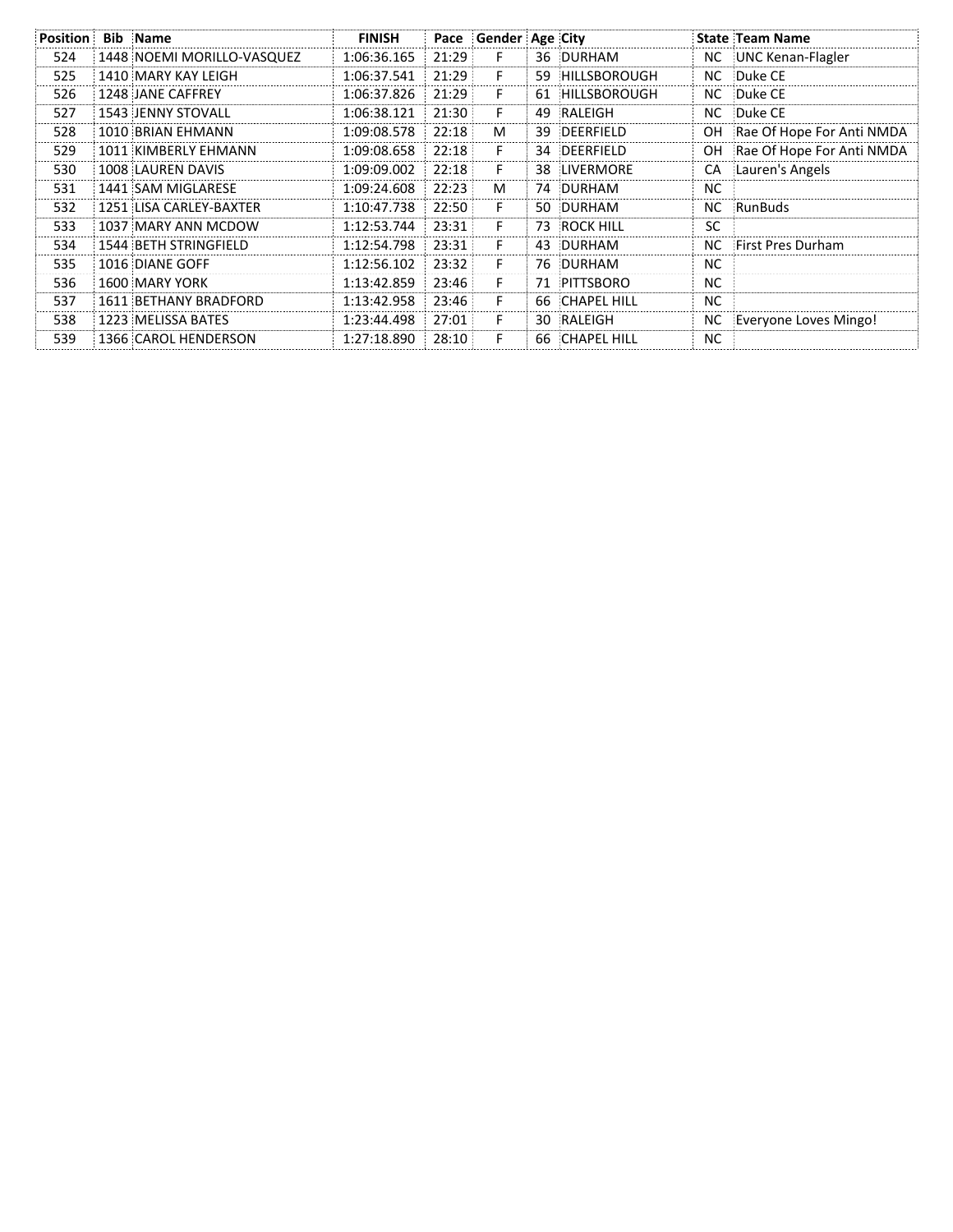| Position | Bib | Name | FINISH | Pace | Gender | Age | City | State | Team Name |
|---|---|---|---|---|---|---|---|---|---|
| 524 | 1448 | NOEMI MORILLO-VASQUEZ | 1:06:36.165 | 21:29 | F | 36 | DURHAM | NC | UNC Kenan-Flagler |
| 525 | 1410 | MARY KAY LEIGH | 1:06:37.541 | 21:29 | F | 59 | HILLSBOROUGH | NC | Duke CE |
| 526 | 1248 | JANE CAFFREY | 1:06:37.826 | 21:29 | F | 61 | HILLSBOROUGH | NC | Duke CE |
| 527 | 1543 | JENNY STOVALL | 1:06:38.121 | 21:30 | F | 49 | RALEIGH | NC | Duke CE |
| 528 | 1010 | BRIAN EHMANN | 1:09:08.578 | 22:18 | M | 39 | DEERFIELD | OH | Rae Of Hope For Anti NMDA |
| 529 | 1011 | KIMBERLY EHMANN | 1:09:08.658 | 22:18 | F | 34 | DEERFIELD | OH | Rae Of Hope For Anti NMDA |
| 530 | 1008 | LAUREN DAVIS | 1:09:09.002 | 22:18 | F | 38 | LIVERMORE | CA | Lauren's Angels |
| 531 | 1441 | SAM MIGLARESE | 1:09:24.608 | 22:23 | M | 74 | DURHAM | NC | |
| 532 | 1251 | LISA CARLEY-BAXTER | 1:10:47.738 | 22:50 | F | 50 | DURHAM | NC | RunBuds |
| 533 | 1037 | MARY ANN MCDOW | 1:12:53.744 | 23:31 | F | 73 | ROCK HILL | SC | |
| 534 | 1544 | BETH STRINGFIELD | 1:12:54.798 | 23:31 | F | 43 | DURHAM | NC | First Pres Durham |
| 535 | 1016 | DIANE GOFF | 1:12:56.102 | 23:32 | F | 76 | DURHAM | NC | |
| 536 | 1600 | MARY YORK | 1:13:42.859 | 23:46 | F | 71 | PITTSBORO | NC | |
| 537 | 1611 | BETHANY BRADFORD | 1:13:42.958 | 23:46 | F | 66 | CHAPEL HILL | NC | |
| 538 | 1223 | MELISSA BATES | 1:23:44.498 | 27:01 | F | 30 | RALEIGH | NC | Everyone Loves Mingo! |
| 539 | 1366 | CAROL HENDERSON | 1:27:18.890 | 28:10 | F | 66 | CHAPEL HILL | NC | |